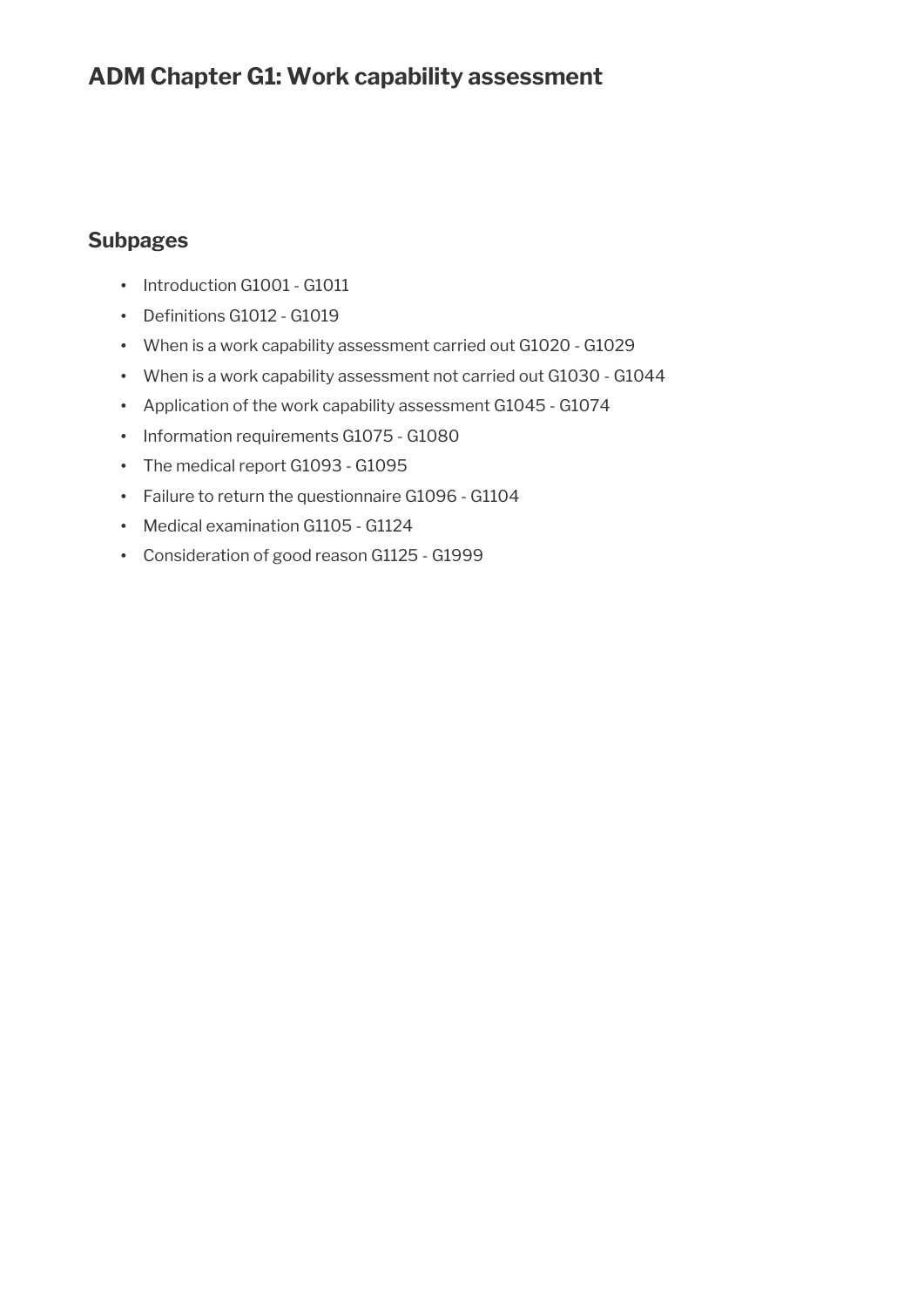# ADM Chapter G1: Work capability assessment

## Subpages

- Introduction G1001 - G1011
- Definitions G1012 - G1019
- When is a work capability assessment carried out G1020 - G1029
- When is a work capability assessment not carried out G1030 - G1044
- Application of the work capability assessment G1045 - G1074
- Information requirements G1075 - G1080
- The medical report G1093 - G1095
- Failure to return the questionnaire G1096 - G1104
- Medical examination G1105 - G1124
- Consideration of good reason G1125 - G1999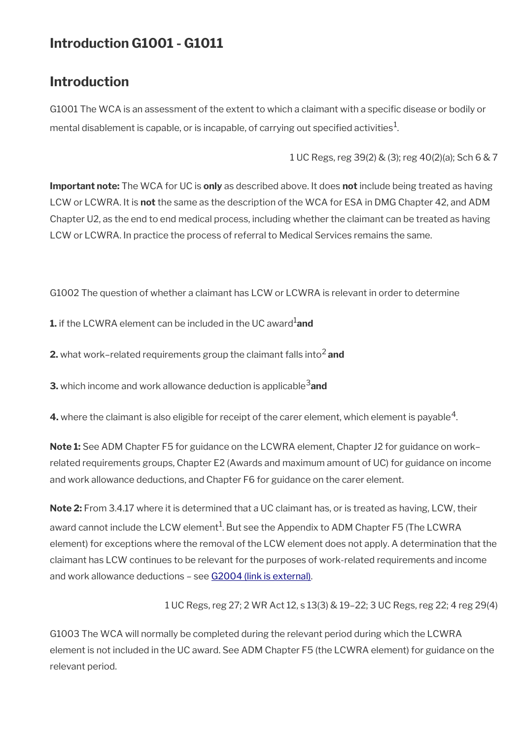# Introduction G1001 - G1011

## Introduction

G1001 The WCA is an assessment of the extent to which a claimant with a specific disease or bodily or mental disablement is capable, or is incapable, of carrying out specified activities[1].

1 UC Regs, reg 39(2) & (3); reg 40(2)(a); Sch 6 & 7

**Important note:** The WCA for UC is **only** as described above. It does **not** include being treated as having LCW or LCWRA. It is **not** the same as the description of the WCA for ESA in DMG Chapter 42, and ADM Chapter U2, as the end to end medical process, including whether the claimant can be treated as having LCW or LCWRA. In practice the process of referral to Medical Services remains the same.

G1002 The question of whether a claimant has LCW or LCWRA is relevant in order to determine

**1.** if the LCWRA element can be included in the UC award[1] **and**

**2.** what work–related requirements group the claimant falls into[2] **and**

**3.** which income and work allowance deduction is applicable[3] **and**

**4.** where the claimant is also eligible for receipt of the carer element, which element is payable[4].

**Note 1:** See ADM Chapter F5 for guidance on the LCWRA element, Chapter J2 for guidance on work–related requirements groups, Chapter E2 (Awards and maximum amount of UC) for guidance on income and work allowance deductions, and Chapter F6 for guidance on the carer element.

**Note 2:** From 3.4.17 where it is determined that a UC claimant has, or is treated as having, LCW, their award cannot include the LCW element[1]. But see the Appendix to ADM Chapter F5 (The LCWRA element) for exceptions where the removal of the LCW element does not apply. A determination that the claimant has LCW continues to be relevant for the purposes of work-related requirements and income and work allowance deductions – see [G2004 (link is external)](#).

1 UC Regs, reg 27; 2 WR Act 12, s 13(3) & 19–22; 3 UC Regs, reg 22; 4 reg 29(4)

G1003 The WCA will normally be completed during the relevant period during which the LCWRA element is not included in the UC award. See ADM Chapter F5 (the LCWRA element) for guidance on the relevant period.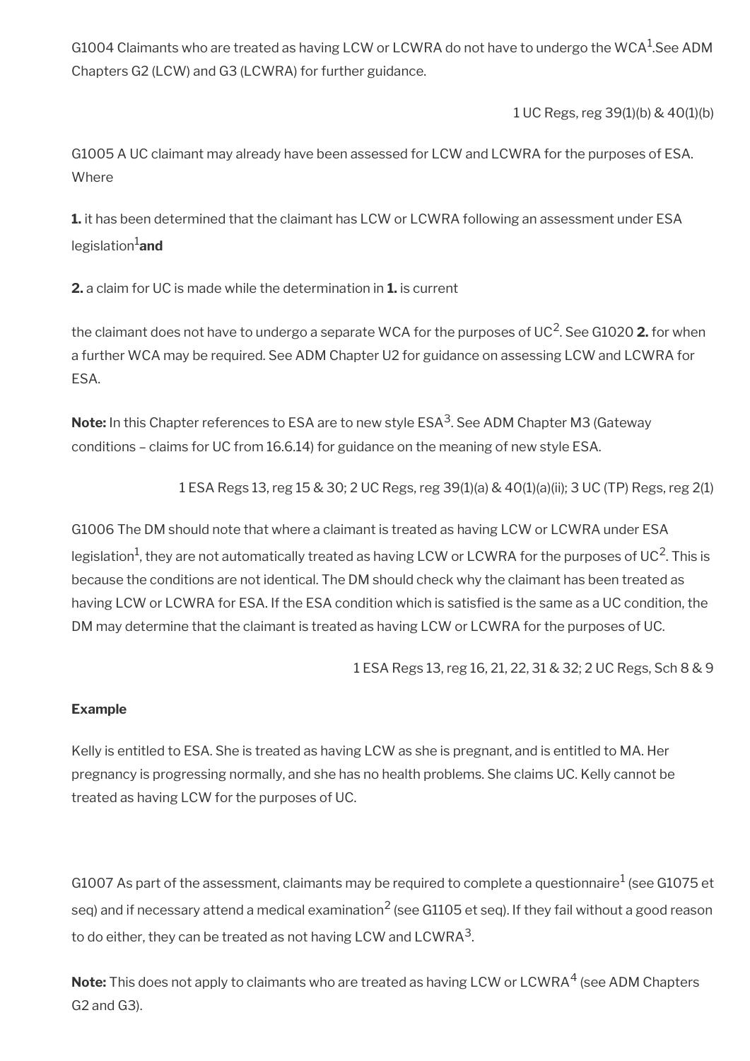G1004 Claimants who are treated as having LCW or LCWRA do not have to undergo the WCA[1].See ADM Chapters G2 (LCW) and G3 (LCWRA) for further guidance.

1 UC Regs, reg 39(1)(b) & 40(1)(b)

G1005 A UC claimant may already have been assessed for LCW and LCWRA for the purposes of ESA. Where

**1.** it has been determined that the claimant has LCW or LCWRA following an assessment under ESA legislation[1]**and**

**2.** a claim for UC is made while the determination in **1.** is current

the claimant does not have to undergo a separate WCA for the purposes of UC[2]. See G1020 **2.** for when a further WCA may be required. See ADM Chapter U2 for guidance on assessing LCW and LCWRA for ESA.

**Note:** In this Chapter references to ESA are to new style ESA[3]. See ADM Chapter M3 (Gateway conditions – claims for UC from 16.6.14) for guidance on the meaning of new style ESA.

1 ESA Regs 13, reg 15 & 30; 2 UC Regs, reg 39(1)(a) & 40(1)(a)(ii); 3 UC (TP) Regs, reg 2(1)

G1006 The DM should note that where a claimant is treated as having LCW or LCWRA under ESA legislation[1], they are not automatically treated as having LCW or LCWRA for the purposes of UC[2]. This is because the conditions are not identical. The DM should check why the claimant has been treated as having LCW or LCWRA for ESA. If the ESA condition which is satisfied is the same as a UC condition, the DM may determine that the claimant is treated as having LCW or LCWRA for the purposes of UC.

1 ESA Regs 13, reg 16, 21, 22, 31 & 32; 2 UC Regs, Sch 8 & 9

**Example**

Kelly is entitled to ESA. She is treated as having LCW as she is pregnant, and is entitled to MA. Her pregnancy is progressing normally, and she has no health problems. She claims UC. Kelly cannot be treated as having LCW for the purposes of UC.

G1007 As part of the assessment, claimants may be required to complete a questionnaire[1] (see G1075 et seq) and if necessary attend a medical examination[2] (see G1105 et seq). If they fail without a good reason to do either, they can be treated as not having LCW and LCWRA[3].

**Note:** This does not apply to claimants who are treated as having LCW or LCWRA[4] (see ADM Chapters G2 and G3).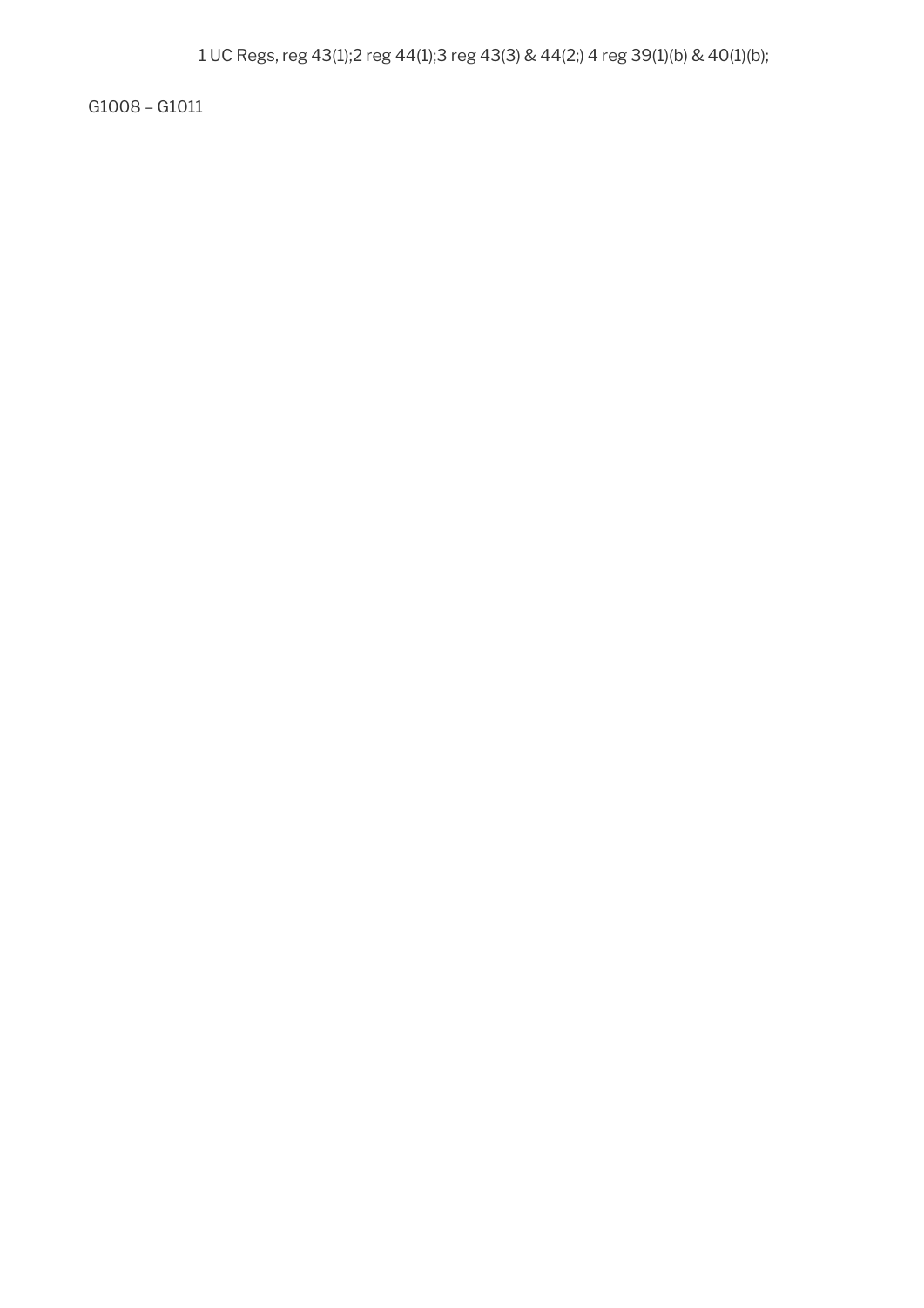1 UC Regs, reg 43(1);2 reg 44(1);3 reg 43(3) & 44(2;) 4 reg 39(1)(b) & 40(1)(b);

G1008 – G1011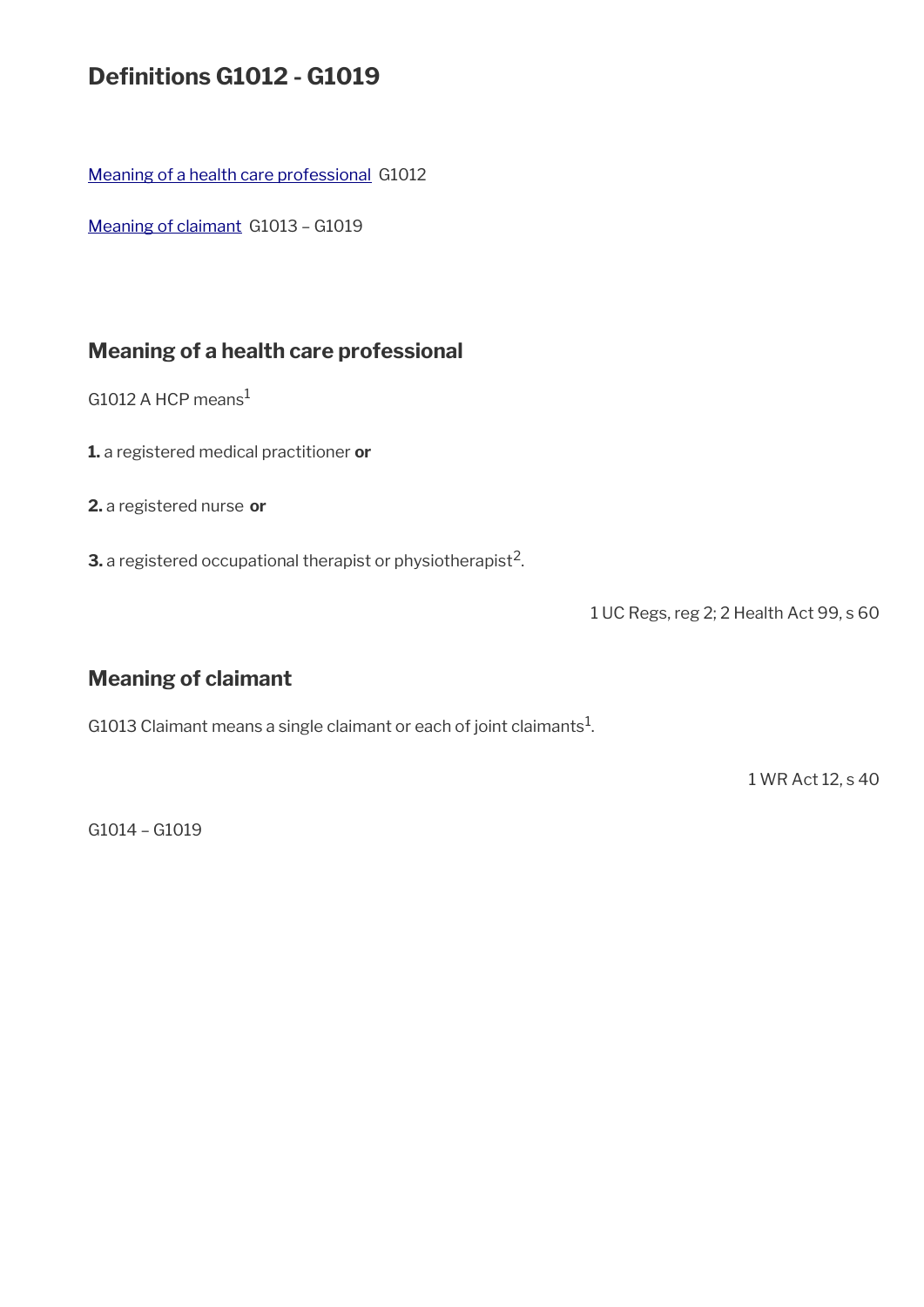# Definitions G1012 - G1019

Meaning of a health care professional G1012

Meaning of claimant G1013 – G1019

## Meaning of a health care professional

G1012 A HCP means[1]

**1.** a registered medical practitioner **or**

**2.** a registered nurse **or**

**3.** a registered occupational therapist or physiotherapist[2].

1 UC Regs, reg 2; 2 Health Act 99, s 60

## Meaning of claimant

G1013 Claimant means a single claimant or each of joint claimants[1].

1 WR Act 12, s 40

G1014 – G1019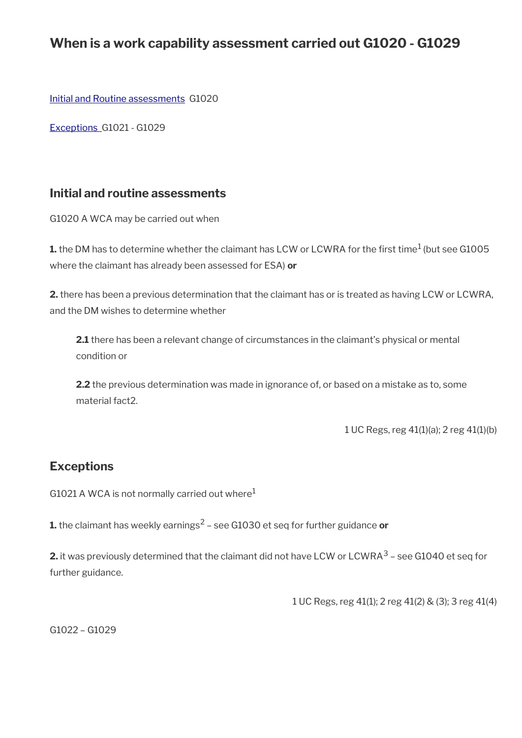# When is a work capability assessment carried out G1020 - G1029

[Initial and Routine assessments](#) G1020

[Exceptions](#) G1021 - G1029

## Initial and routine assessments

G1020 A WCA may be carried out when

**1.** the DM has to determine whether the claimant has LCW or LCWRA for the first time[1] (but see G1005 where the claimant has already been assessed for ESA) **or**

**2.** there has been a previous determination that the claimant has or is treated as having LCW or LCWRA, and the DM wishes to determine whether

> **2.1** there has been a relevant change of circumstances in the claimant's physical or mental condition or
>
> **2.2** the previous determination was made in ignorance of, or based on a mistake as to, some material fact2.

1 UC Regs, reg 41(1)(a); 2 reg 41(1)(b)

## Exceptions

G1021 A WCA is not normally carried out where[1]

**1.** the claimant has weekly earnings[2] – see G1030 et seq for further guidance **or**

**2.** it was previously determined that the claimant did not have LCW or LCWRA[3] – see G1040 et seq for further guidance.

1 UC Regs, reg 41(1); 2 reg 41(2) & (3); 3 reg 41(4)

G1022 – G1029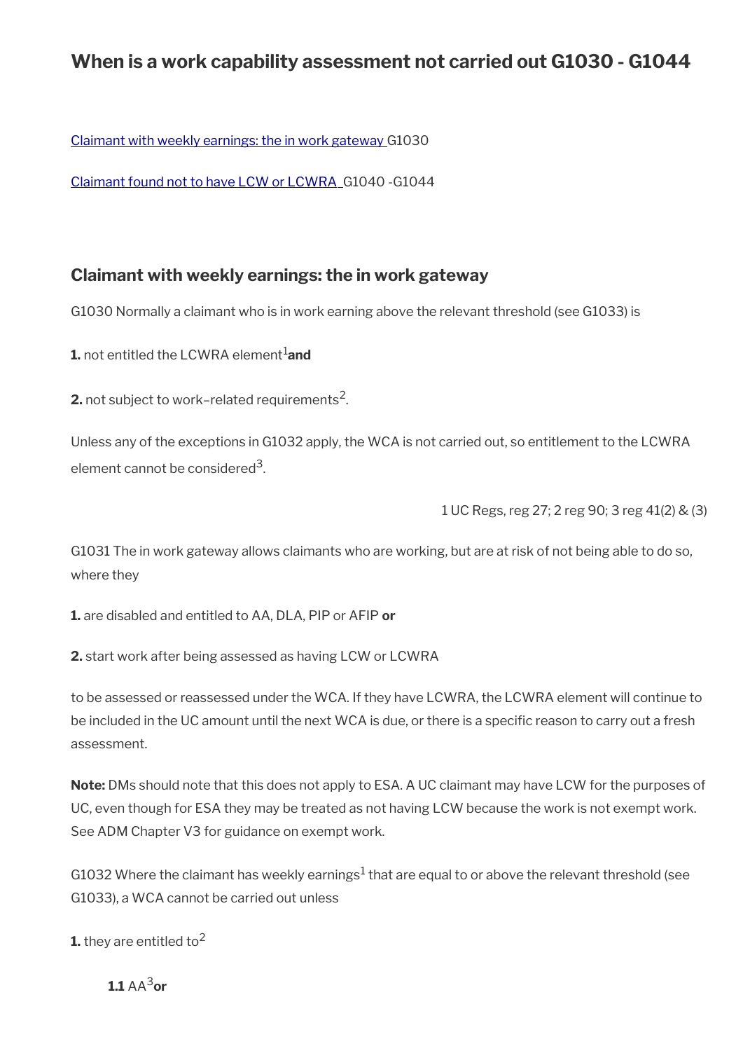## When is a work capability assessment not carried out G1030 - G1044

[Claimant with weekly earnings: the in work gateway ](#)G1030

[Claimant found not to have LCW or LCWRA ](#)G1040 -G1044

### Claimant with weekly earnings: the in work gateway

G1030 Normally a claimant who is in work earning above the relevant threshold (see G1033) is

**1.** not entitled the LCWRA element[1] **and**

**2.** not subject to work–related requirements[2].

Unless any of the exceptions in G1032 apply, the WCA is not carried out, so entitlement to the LCWRA element cannot be considered[3].

1 UC Regs, reg 27; 2 reg 90; 3 reg 41(2) & (3)

G1031 The in work gateway allows claimants who are working, but are at risk of not being able to do so, where they

**1.** are disabled and entitled to AA, DLA, PIP or AFIP **or**

**2.** start work after being assessed as having LCW or LCWRA

to be assessed or reassessed under the WCA. If they have LCWRA, the LCWRA element will continue to be included in the UC amount until the next WCA is due, or there is a specific reason to carry out a fresh assessment.

**Note:** DMs should note that this does not apply to ESA. A UC claimant may have LCW for the purposes of UC, even though for ESA they may be treated as not having LCW because the work is not exempt work. See ADM Chapter V3 for guidance on exempt work.

G1032 Where the claimant has weekly earnings[1] that are equal to or above the relevant threshold (see G1033), a WCA cannot be carried out unless

**1.** they are entitled to[2]

**1.1** AA[3] **or**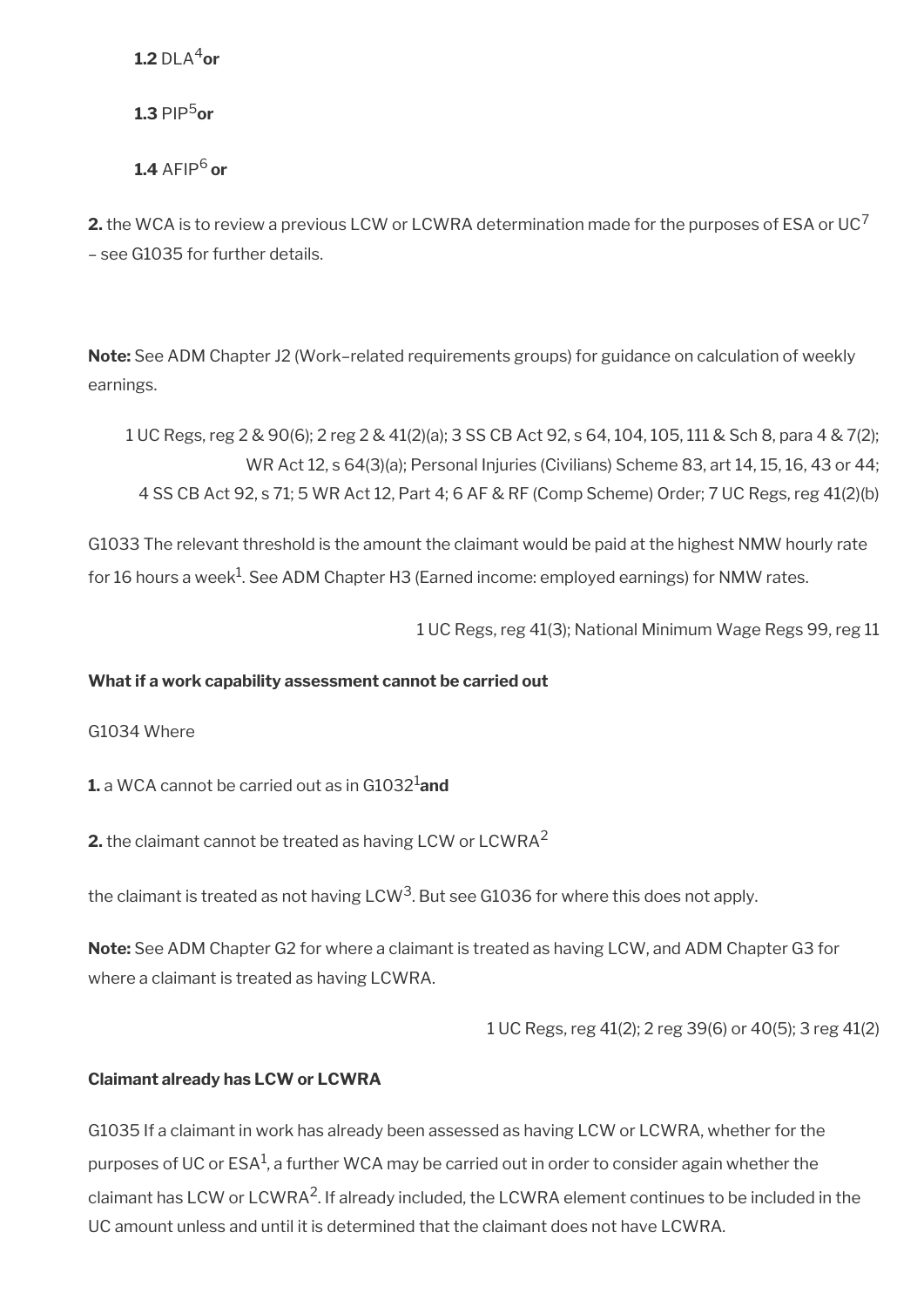**1.2** DLA[4] **or**

**1.3** PIP[5] **or**

**1.4** AFIP[6] **or**

**2.** the WCA is to review a previous LCW or LCWRA determination made for the purposes of ESA or UC[7] – see G1035 for further details.

**Note:** See ADM Chapter J2 (Work–related requirements groups) for guidance on calculation of weekly earnings.

1 UC Regs, reg 2 & 90(6); 2 reg 2 & 41(2)(a); 3 SS CB Act 92, s 64, 104, 105, 111 & Sch 8, para 4 & 7(2); WR Act 12, s 64(3)(a); Personal Injuries (Civilians) Scheme 83, art 14, 15, 16, 43 or 44; 4 SS CB Act 92, s 71; 5 WR Act 12, Part 4; 6 AF & RF (Comp Scheme) Order; 7 UC Regs, reg 41(2)(b)

G1033 The relevant threshold is the amount the claimant would be paid at the highest NMW hourly rate for 16 hours a week[1]. See ADM Chapter H3 (Earned income: employed earnings) for NMW rates.

1 UC Regs, reg 41(3); National Minimum Wage Regs 99, reg 11

**What if a work capability assessment cannot be carried out**

G1034 Where

**1.** a WCA cannot be carried out as in G1032[1] **and**

**2.** the claimant cannot be treated as having LCW or LCWRA[2]

the claimant is treated as not having LCW[3]. But see G1036 for where this does not apply.

**Note:** See ADM Chapter G2 for where a claimant is treated as having LCW, and ADM Chapter G3 for where a claimant is treated as having LCWRA.

1 UC Regs, reg 41(2); 2 reg 39(6) or 40(5); 3 reg 41(2)

**Claimant already has LCW or LCWRA**

G1035 If a claimant in work has already been assessed as having LCW or LCWRA, whether for the purposes of UC or ESA[1], a further WCA may be carried out in order to consider again whether the claimant has LCW or LCWRA[2]. If already included, the LCWRA element continues to be included in the UC amount unless and until it is determined that the claimant does not have LCWRA.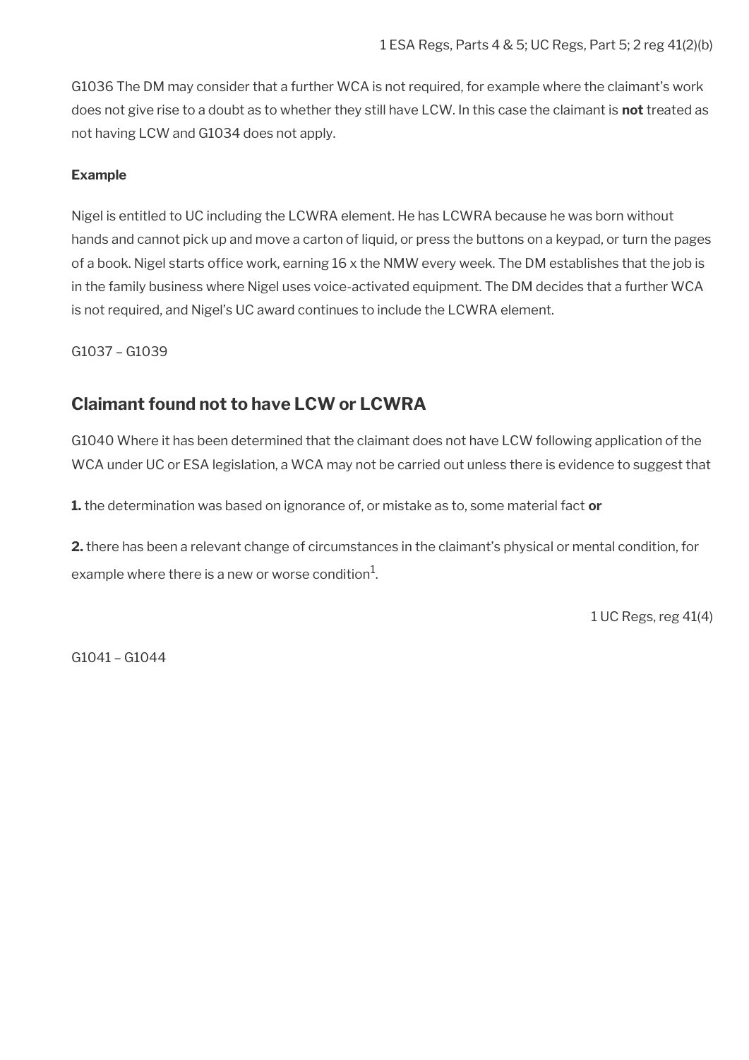1 ESA Regs, Parts 4 & 5; UC Regs, Part 5; 2 reg 41(2)(b)

G1036 The DM may consider that a further WCA is not required, for example where the claimant's work does not give rise to a doubt as to whether they still have LCW. In this case the claimant is **not** treated as not having LCW and G1034 does not apply.

**Example**

Nigel is entitled to UC including the LCWRA element. He has LCWRA because he was born without hands and cannot pick up and move a carton of liquid, or press the buttons on a keypad, or turn the pages of a book. Nigel starts office work, earning 16 x the NMW every week. The DM establishes that the job is in the family business where Nigel uses voice-activated equipment. The DM decides that a further WCA is not required, and Nigel's UC award continues to include the LCWRA element.

G1037 – G1039

## Claimant found not to have LCW or LCWRA

G1040 Where it has been determined that the claimant does not have LCW following application of the WCA under UC or ESA legislation, a WCA may not be carried out unless there is evidence to suggest that

**1.** the determination was based on ignorance of, or mistake as to, some material fact **or**

**2.** there has been a relevant change of circumstances in the claimant's physical or mental condition, for example where there is a new or worse condition[1].

1 UC Regs, reg 41(4)

G1041 – G1044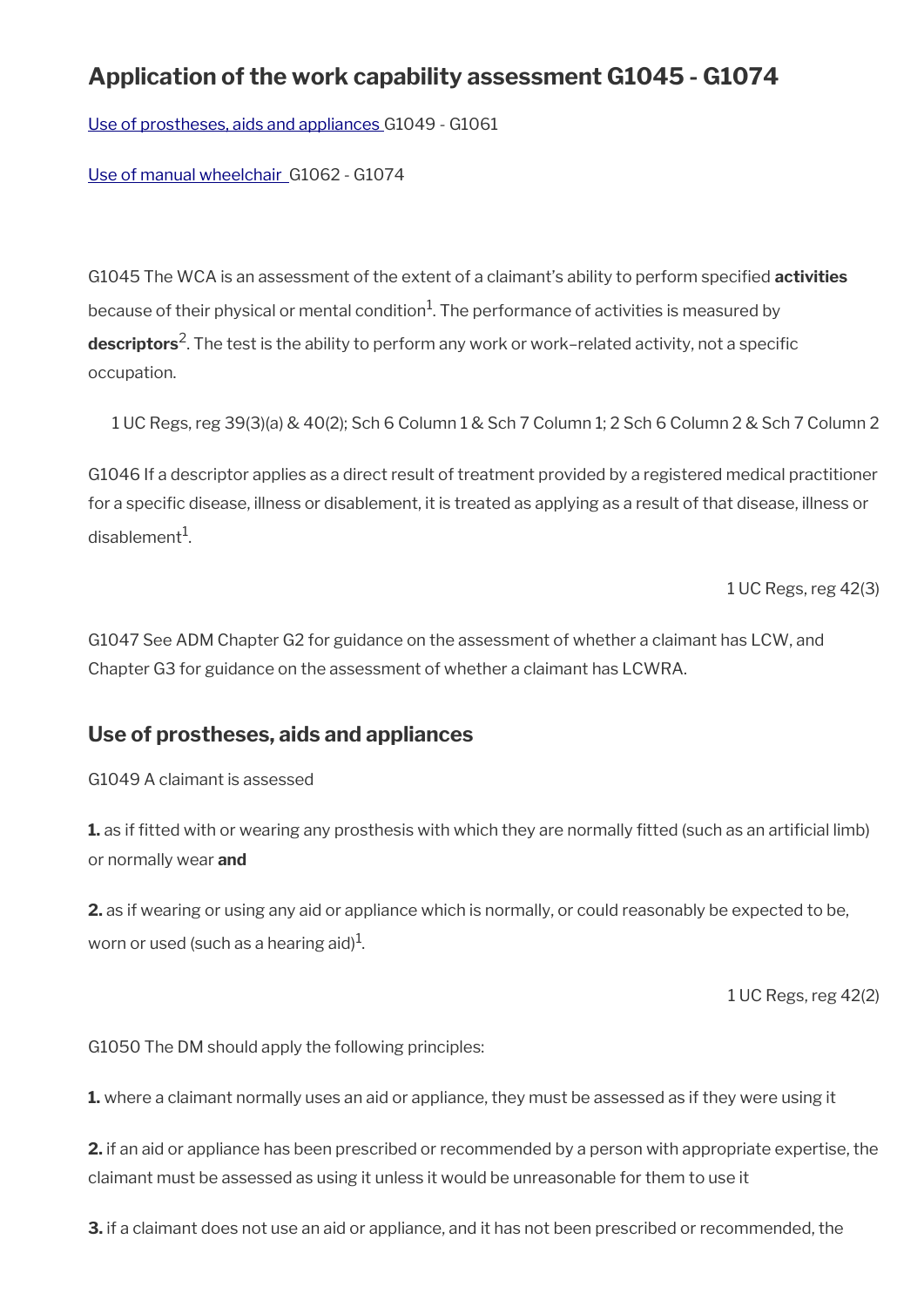## Application of the work capability assessment G1045 - G1074

Use of prostheses, aids and appliances G1049 - G1061

Use of manual wheelchair G1062 - G1074

G1045 The WCA is an assessment of the extent of a claimant's ability to perform specified **activities** because of their physical or mental condition[1]. The performance of activities is measured by **descriptors**[2]. The test is the ability to perform any work or work–related activity, not a specific occupation.

1 UC Regs, reg 39(3)(a) & 40(2); Sch 6 Column 1 & Sch 7 Column 1; 2 Sch 6 Column 2 & Sch 7 Column 2

G1046 If a descriptor applies as a direct result of treatment provided by a registered medical practitioner for a specific disease, illness or disablement, it is treated as applying as a result of that disease, illness or disablement[1].

1 UC Regs, reg 42(3)

G1047 See ADM Chapter G2 for guidance on the assessment of whether a claimant has LCW, and Chapter G3 for guidance on the assessment of whether a claimant has LCWRA.

### Use of prostheses, aids and appliances

G1049 A claimant is assessed

**1.** as if fitted with or wearing any prosthesis with which they are normally fitted (such as an artificial limb) or normally wear **and**

**2.** as if wearing or using any aid or appliance which is normally, or could reasonably be expected to be, worn or used (such as a hearing aid)[1].

1 UC Regs, reg 42(2)

G1050 The DM should apply the following principles:

**1.** where a claimant normally uses an aid or appliance, they must be assessed as if they were using it

**2.** if an aid or appliance has been prescribed or recommended by a person with appropriate expertise, the claimant must be assessed as using it unless it would be unreasonable for them to use it

**3.** if a claimant does not use an aid or appliance, and it has not been prescribed or recommended, the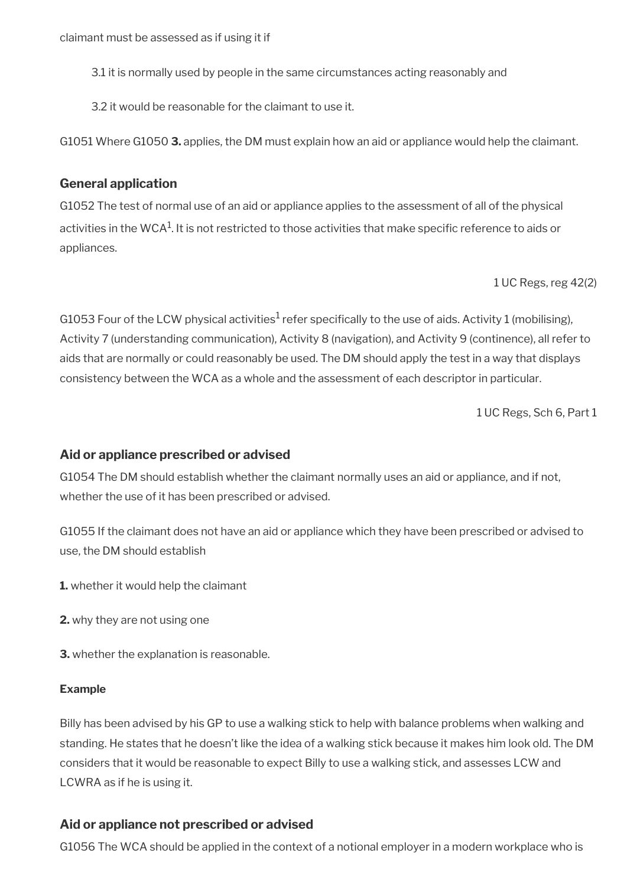claimant must be assessed as if using it if

3.1 it is normally used by people in the same circumstances acting reasonably and

3.2 it would be reasonable for the claimant to use it.

G1051 Where G1050 **3.** applies, the DM must explain how an aid or appliance would help the claimant.

### General application

G1052 The test of normal use of an aid or appliance applies to the assessment of all of the physical activities in the WCA[1]. It is not restricted to those activities that make specific reference to aids or appliances.

1 UC Regs, reg 42(2)

G1053 Four of the LCW physical activities[1] refer specifically to the use of aids. Activity 1 (mobilising), Activity 7 (understanding communication), Activity 8 (navigation), and Activity 9 (continence), all refer to aids that are normally or could reasonably be used. The DM should apply the test in a way that displays consistency between the WCA as a whole and the assessment of each descriptor in particular.

1 UC Regs, Sch 6, Part 1

### Aid or appliance prescribed or advised

G1054 The DM should establish whether the claimant normally uses an aid or appliance, and if not, whether the use of it has been prescribed or advised.

G1055 If the claimant does not have an aid or appliance which they have been prescribed or advised to use, the DM should establish

**1.** whether it would help the claimant

**2.** why they are not using one

**3.** whether the explanation is reasonable.

#### Example

Billy has been advised by his GP to use a walking stick to help with balance problems when walking and standing. He states that he doesn't like the idea of a walking stick because it makes him look old. The DM considers that it would be reasonable to expect Billy to use a walking stick, and assesses LCW and LCWRA as if he is using it.

### Aid or appliance not prescribed or advised

G1056 The WCA should be applied in the context of a notional employer in a modern workplace who is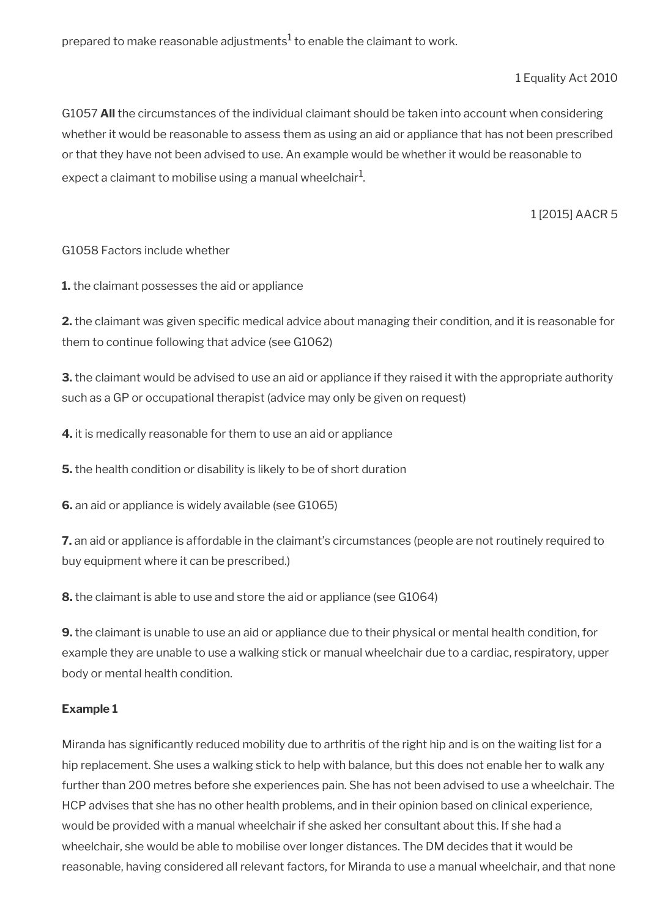prepared to make reasonable adjustments[1] to enable the claimant to work.

1 Equality Act 2010

G1057 **All** the circumstances of the individual claimant should be taken into account when considering whether it would be reasonable to assess them as using an aid or appliance that has not been prescribed or that they have not been advised to use. An example would be whether it would be reasonable to expect a claimant to mobilise using a manual wheelchair[1].

1 [2015] AACR 5

G1058 Factors include whether

**1.** the claimant possesses the aid or appliance

**2.** the claimant was given specific medical advice about managing their condition, and it is reasonable for them to continue following that advice (see G1062)

**3.** the claimant would be advised to use an aid or appliance if they raised it with the appropriate authority such as a GP or occupational therapist (advice may only be given on request)

**4.** it is medically reasonable for them to use an aid or appliance

**5.** the health condition or disability is likely to be of short duration

**6.** an aid or appliance is widely available (see G1065)

**7.** an aid or appliance is affordable in the claimant's circumstances (people are not routinely required to buy equipment where it can be prescribed.)

**8.** the claimant is able to use and store the aid or appliance (see G1064)

**9.** the claimant is unable to use an aid or appliance due to their physical or mental health condition, for example they are unable to use a walking stick or manual wheelchair due to a cardiac, respiratory, upper body or mental health condition.

**Example 1**

Miranda has significantly reduced mobility due to arthritis of the right hip and is on the waiting list for a hip replacement. She uses a walking stick to help with balance, but this does not enable her to walk any further than 200 metres before she experiences pain. She has not been advised to use a wheelchair. The HCP advises that she has no other health problems, and in their opinion based on clinical experience, would be provided with a manual wheelchair if she asked her consultant about this. If she had a wheelchair, she would be able to mobilise over longer distances. The DM decides that it would be reasonable, having considered all relevant factors, for Miranda to use a manual wheelchair, and that none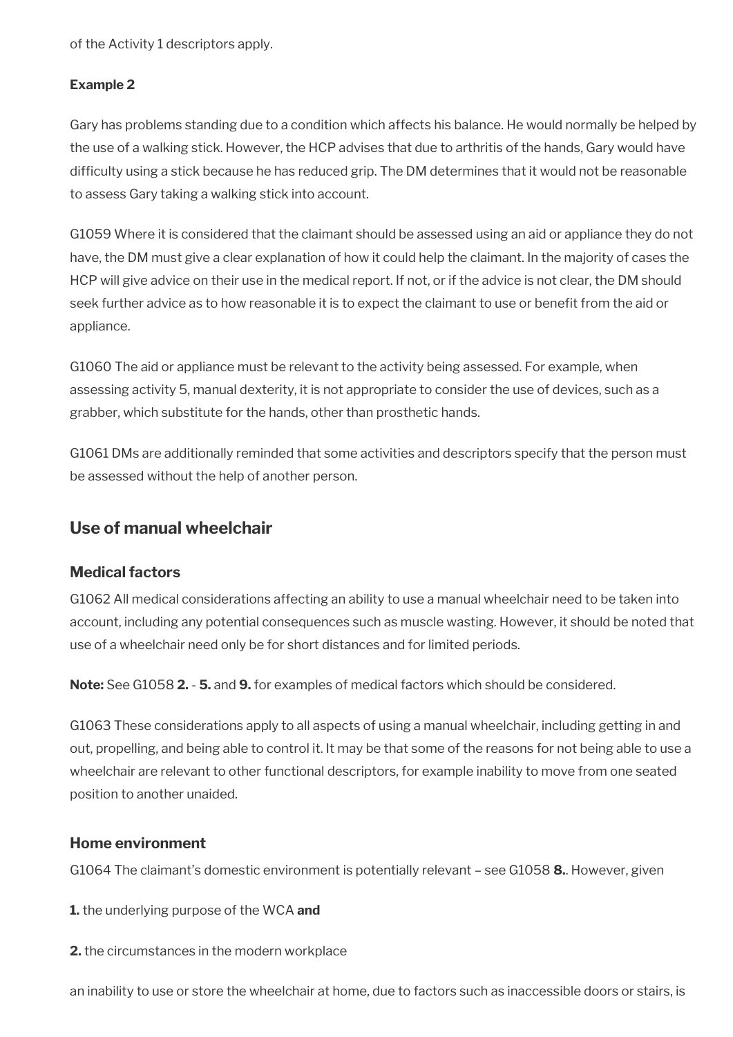of the Activity 1 descriptors apply.

**Example 2**

Gary has problems standing due to a condition which affects his balance. He would normally be helped by the use of a walking stick. However, the HCP advises that due to arthritis of the hands, Gary would have difficulty using a stick because he has reduced grip. The DM determines that it would not be reasonable to assess Gary taking a walking stick into account.

G1059 Where it is considered that the claimant should be assessed using an aid or appliance they do not have, the DM must give a clear explanation of how it could help the claimant. In the majority of cases the HCP will give advice on their use in the medical report. If not, or if the advice is not clear, the DM should seek further advice as to how reasonable it is to expect the claimant to use or benefit from the aid or appliance.

G1060 The aid or appliance must be relevant to the activity being assessed. For example, when assessing activity 5, manual dexterity, it is not appropriate to consider the use of devices, such as a grabber, which substitute for the hands, other than prosthetic hands.

G1061 DMs are additionally reminded that some activities and descriptors specify that the person must be assessed without the help of another person.

## Use of manual wheelchair

### Medical factors

G1062 All medical considerations affecting an ability to use a manual wheelchair need to be taken into account, including any potential consequences such as muscle wasting. However, it should be noted that use of a wheelchair need only be for short distances and for limited periods.

**Note:** See G1058 **2.** - **5.** and **9.** for examples of medical factors which should be considered.

G1063 These considerations apply to all aspects of using a manual wheelchair, including getting in and out, propelling, and being able to control it. It may be that some of the reasons for not being able to use a wheelchair are relevant to other functional descriptors, for example inability to move from one seated position to another unaided.

### Home environment

G1064 The claimant's domestic environment is potentially relevant – see G1058 **8.**. However, given

**1.** the underlying purpose of the WCA **and**

**2.** the circumstances in the modern workplace

an inability to use or store the wheelchair at home, due to factors such as inaccessible doors or stairs, is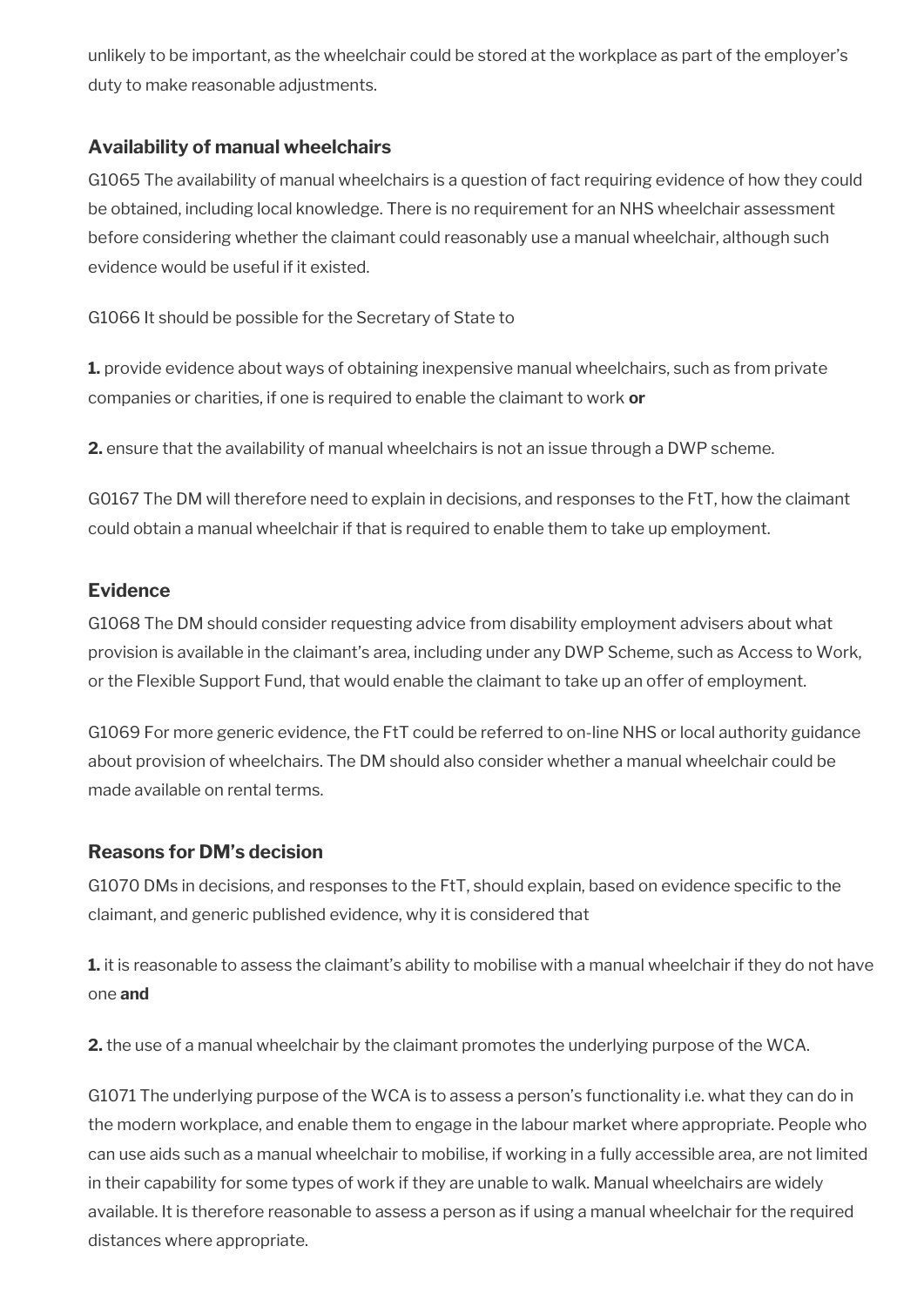unlikely to be important, as the wheelchair could be stored at the workplace as part of the employer's duty to make reasonable adjustments.

### Availability of manual wheelchairs

G1065 The availability of manual wheelchairs is a question of fact requiring evidence of how they could be obtained, including local knowledge. There is no requirement for an NHS wheelchair assessment before considering whether the claimant could reasonably use a manual wheelchair, although such evidence would be useful if it existed.

G1066 It should be possible for the Secretary of State to

**1.** provide evidence about ways of obtaining inexpensive manual wheelchairs, such as from private companies or charities, if one is required to enable the claimant to work **or**

**2.** ensure that the availability of manual wheelchairs is not an issue through a DWP scheme.

G0167 The DM will therefore need to explain in decisions, and responses to the FtT, how the claimant could obtain a manual wheelchair if that is required to enable them to take up employment.

### Evidence

G1068 The DM should consider requesting advice from disability employment advisers about what provision is available in the claimant's area, including under any DWP Scheme, such as Access to Work, or the Flexible Support Fund, that would enable the claimant to take up an offer of employment.

G1069 For more generic evidence, the FtT could be referred to on-line NHS or local authority guidance about provision of wheelchairs. The DM should also consider whether a manual wheelchair could be made available on rental terms.

### Reasons for DM's decision

G1070 DMs in decisions, and responses to the FtT, should explain, based on evidence specific to the claimant, and generic published evidence, why it is considered that

**1.** it is reasonable to assess the claimant's ability to mobilise with a manual wheelchair if they do not have one **and**

**2.** the use of a manual wheelchair by the claimant promotes the underlying purpose of the WCA.

G1071 The underlying purpose of the WCA is to assess a person's functionality i.e. what they can do in the modern workplace, and enable them to engage in the labour market where appropriate. People who can use aids such as a manual wheelchair to mobilise, if working in a fully accessible area, are not limited in their capability for some types of work if they are unable to walk. Manual wheelchairs are widely available. It is therefore reasonable to assess a person as if using a manual wheelchair for the required distances where appropriate.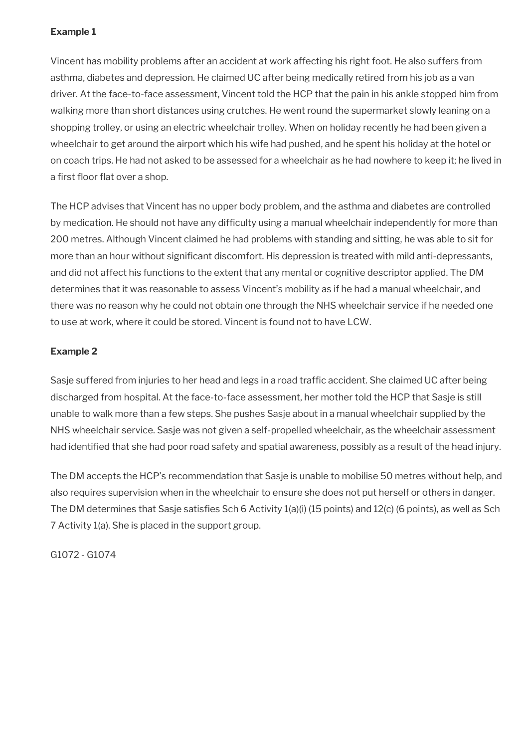**Example 1**

Vincent has mobility problems after an accident at work affecting his right foot. He also suffers from asthma, diabetes and depression. He claimed UC after being medically retired from his job as a van driver. At the face-to-face assessment, Vincent told the HCP that the pain in his ankle stopped him from walking more than short distances using crutches. He went round the supermarket slowly leaning on a shopping trolley, or using an electric wheelchair trolley. When on holiday recently he had been given a wheelchair to get around the airport which his wife had pushed, and he spent his holiday at the hotel or on coach trips. He had not asked to be assessed for a wheelchair as he had nowhere to keep it; he lived in a first floor flat over a shop.

The HCP advises that Vincent has no upper body problem, and the asthma and diabetes are controlled by medication. He should not have any difficulty using a manual wheelchair independently for more than 200 metres. Although Vincent claimed he had problems with standing and sitting, he was able to sit for more than an hour without significant discomfort. His depression is treated with mild anti-depressants, and did not affect his functions to the extent that any mental or cognitive descriptor applied. The DM determines that it was reasonable to assess Vincent's mobility as if he had a manual wheelchair, and there was no reason why he could not obtain one through the NHS wheelchair service if he needed one to use at work, where it could be stored. Vincent is found not to have LCW.

**Example 2**

Sasje suffered from injuries to her head and legs in a road traffic accident. She claimed UC after being discharged from hospital. At the face-to-face assessment, her mother told the HCP that Sasje is still unable to walk more than a few steps. She pushes Sasje about in a manual wheelchair supplied by the NHS wheelchair service. Sasje was not given a self-propelled wheelchair, as the wheelchair assessment had identified that she had poor road safety and spatial awareness, possibly as a result of the head injury.

The DM accepts the HCP's recommendation that Sasje is unable to mobilise 50 metres without help, and also requires supervision when in the wheelchair to ensure she does not put herself or others in danger. The DM determines that Sasje satisfies Sch 6 Activity 1(a)(i) (15 points) and 12(c) (6 points), as well as Sch 7 Activity 1(a). She is placed in the support group.

G1072 - G1074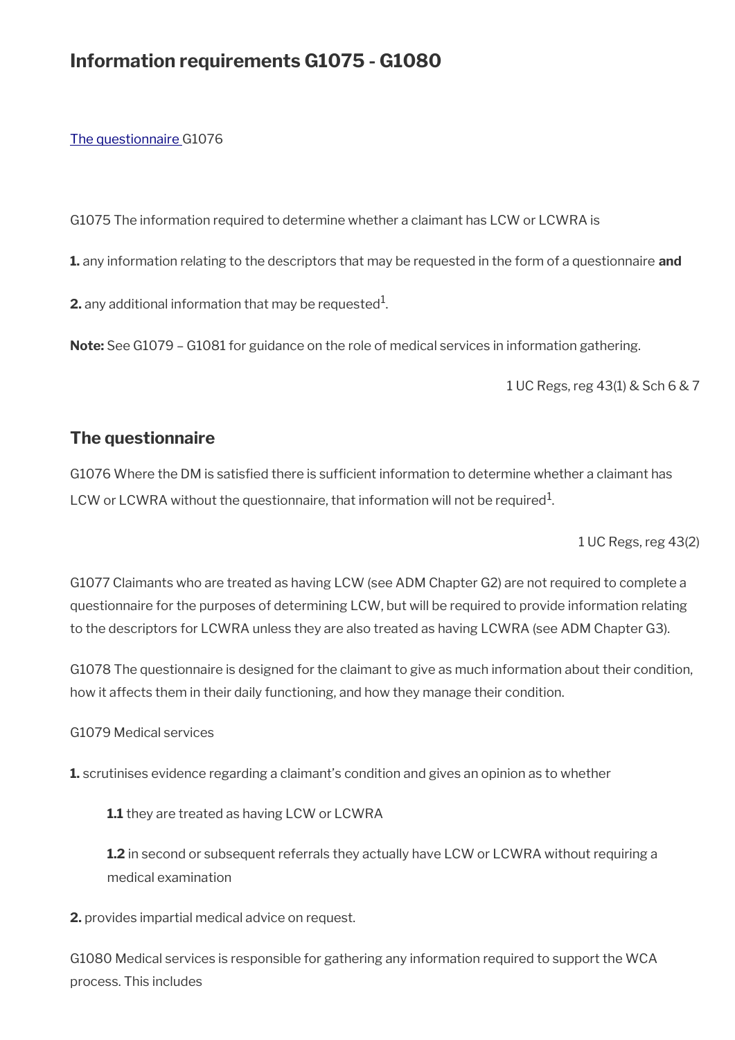## Information requirements G1075 - G1080

[The questionnaire ](#)G1076

G1075 The information required to determine whether a claimant has LCW or LCWRA is

**1.** any information relating to the descriptors that may be requested in the form of a questionnaire **and**

**2.** any additional information that may be requested[1].

**Note:** See G1079 – G1081 for guidance on the role of medical services in information gathering.

1 UC Regs, reg 43(1) & Sch 6 & 7

### The questionnaire

G1076 Where the DM is satisfied there is sufficient information to determine whether a claimant has LCW or LCWRA without the questionnaire, that information will not be required[1].

1 UC Regs, reg 43(2)

G1077 Claimants who are treated as having LCW (see ADM Chapter G2) are not required to complete a questionnaire for the purposes of determining LCW, but will be required to provide information relating to the descriptors for LCWRA unless they are also treated as having LCWRA (see ADM Chapter G3).

G1078 The questionnaire is designed for the claimant to give as much information about their condition, how it affects them in their daily functioning, and how they manage their condition.

G1079 Medical services

**1.** scrutinises evidence regarding a claimant's condition and gives an opinion as to whether

**1.1** they are treated as having LCW or LCWRA

**1.2** in second or subsequent referrals they actually have LCW or LCWRA without requiring a medical examination

**2.** provides impartial medical advice on request.

G1080 Medical services is responsible for gathering any information required to support the WCA process. This includes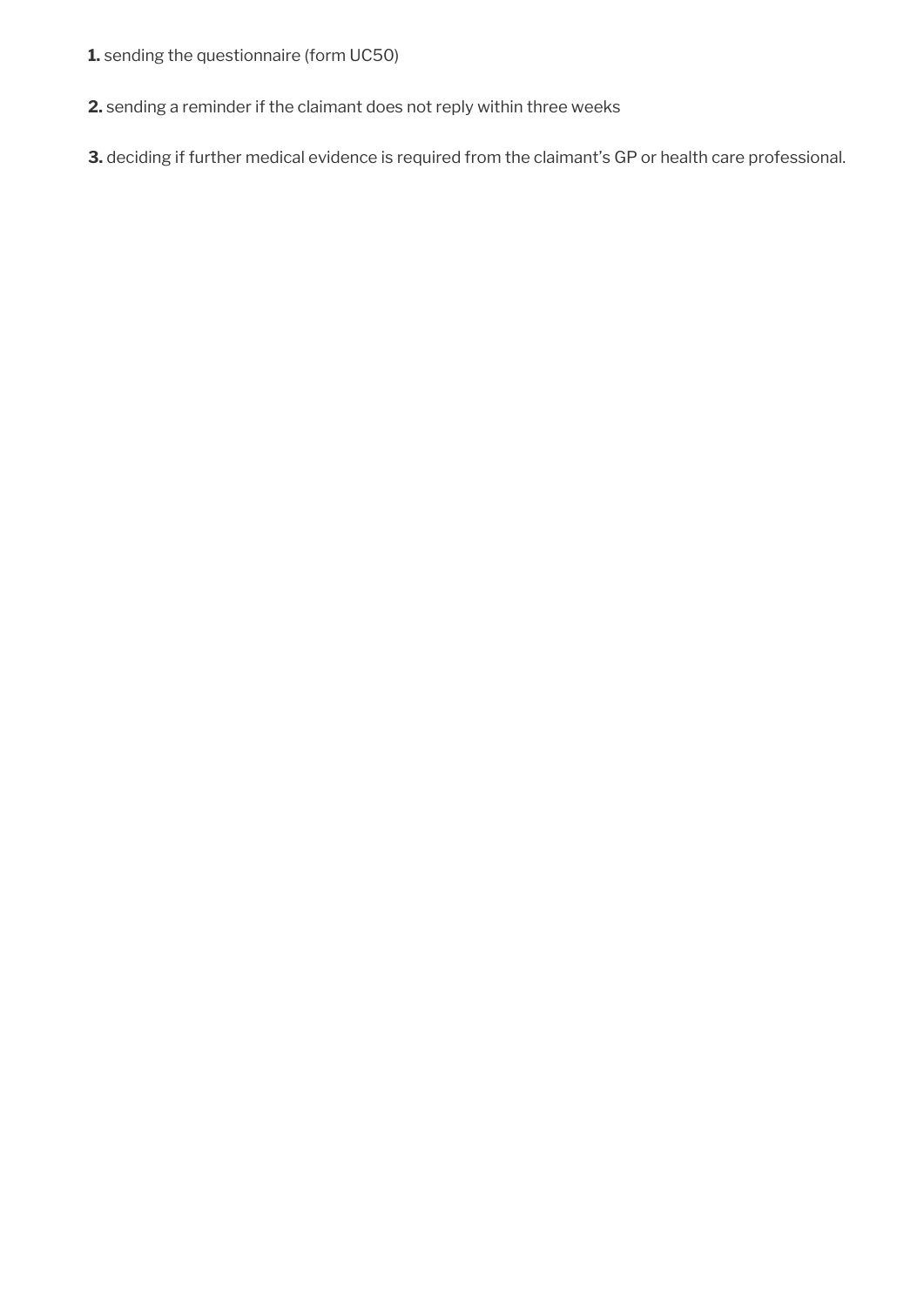**1.** sending the questionnaire (form UC50)

**2.** sending a reminder if the claimant does not reply within three weeks

**3.** deciding if further medical evidence is required from the claimant's GP or health care professional.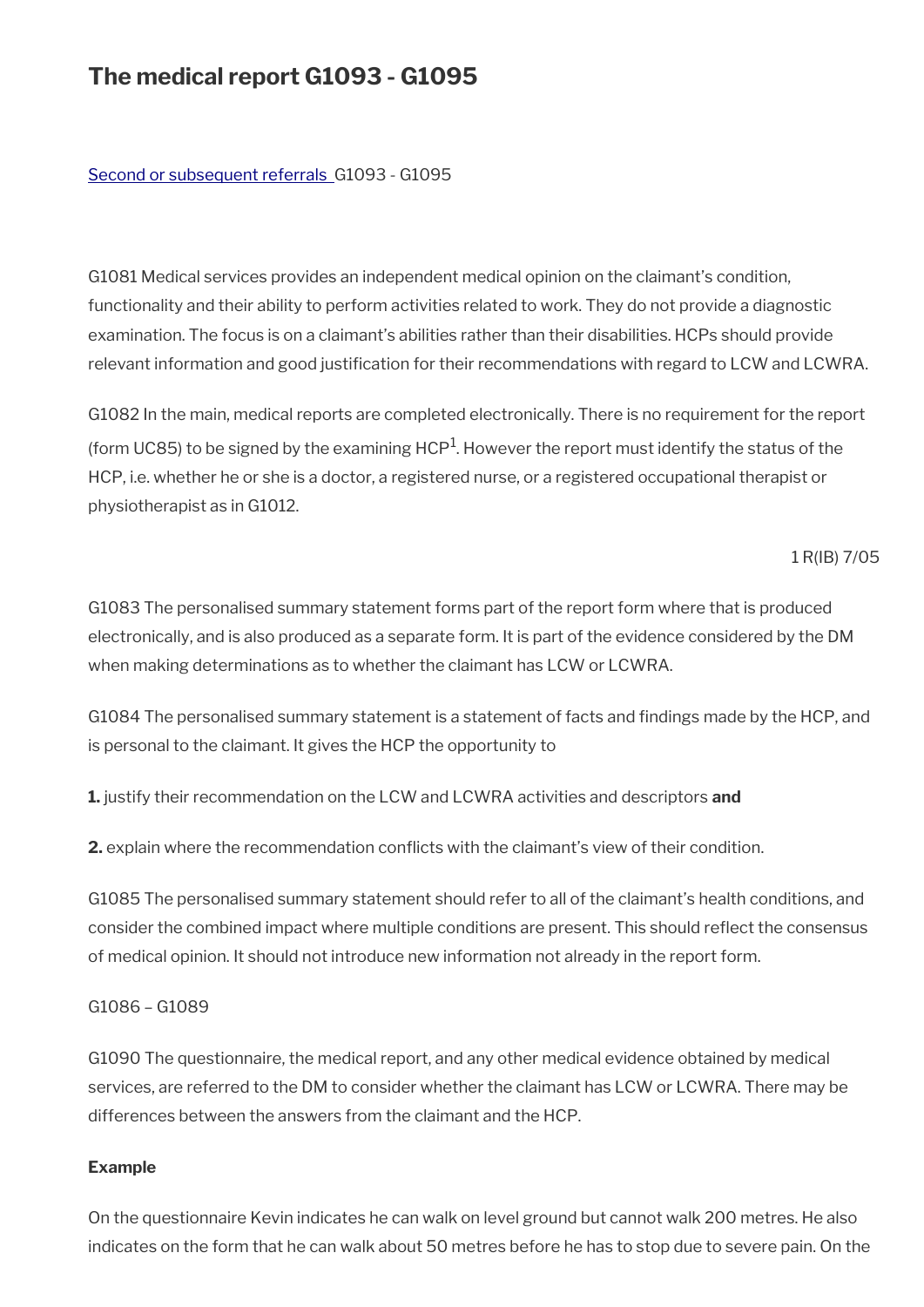# The medical report G1093 - G1095

Second or subsequent referrals G1093 - G1095

G1081 Medical services provides an independent medical opinion on the claimant's condition, functionality and their ability to perform activities related to work. They do not provide a diagnostic examination. The focus is on a claimant's abilities rather than their disabilities. HCPs should provide relevant information and good justification for their recommendations with regard to LCW and LCWRA.

G1082 In the main, medical reports are completed electronically. There is no requirement for the report (form UC85) to be signed by the examining HCP[1]. However the report must identify the status of the HCP, i.e. whether he or she is a doctor, a registered nurse, or a registered occupational therapist or physiotherapist as in G1012.

1 R(IB) 7/05

G1083 The personalised summary statement forms part of the report form where that is produced electronically, and is also produced as a separate form. It is part of the evidence considered by the DM when making determinations as to whether the claimant has LCW or LCWRA.

G1084 The personalised summary statement is a statement of facts and findings made by the HCP, and is personal to the claimant. It gives the HCP the opportunity to

**1.** justify their recommendation on the LCW and LCWRA activities and descriptors **and**

**2.** explain where the recommendation conflicts with the claimant's view of their condition.

G1085 The personalised summary statement should refer to all of the claimant's health conditions, and consider the combined impact where multiple conditions are present. This should reflect the consensus of medical opinion. It should not introduce new information not already in the report form.

G1086 – G1089

G1090 The questionnaire, the medical report, and any other medical evidence obtained by medical services, are referred to the DM to consider whether the claimant has LCW or LCWRA. There may be differences between the answers from the claimant and the HCP.

**Example**

On the questionnaire Kevin indicates he can walk on level ground but cannot walk 200 metres. He also indicates on the form that he can walk about 50 metres before he has to stop due to severe pain. On the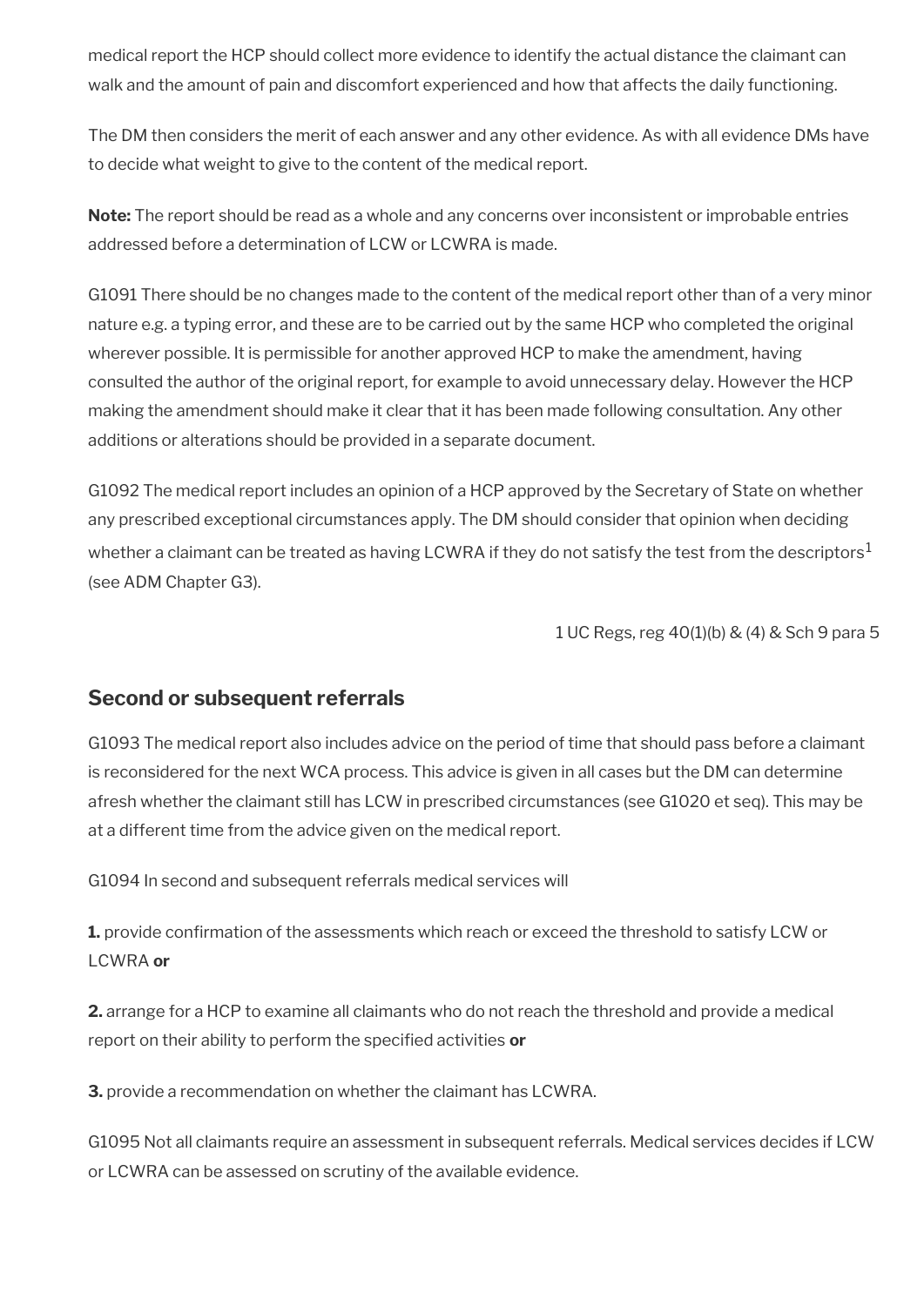medical report the HCP should collect more evidence to identify the actual distance the claimant can walk and the amount of pain and discomfort experienced and how that affects the daily functioning.

The DM then considers the merit of each answer and any other evidence. As with all evidence DMs have to decide what weight to give to the content of the medical report.

**Note:** The report should be read as a whole and any concerns over inconsistent or improbable entries addressed before a determination of LCW or LCWRA is made.

G1091 There should be no changes made to the content of the medical report other than of a very minor nature e.g. a typing error, and these are to be carried out by the same HCP who completed the original wherever possible. It is permissible for another approved HCP to make the amendment, having consulted the author of the original report, for example to avoid unnecessary delay. However the HCP making the amendment should make it clear that it has been made following consultation. Any other additions or alterations should be provided in a separate document.

G1092 The medical report includes an opinion of a HCP approved by the Secretary of State on whether any prescribed exceptional circumstances apply. The DM should consider that opinion when deciding whether a claimant can be treated as having LCWRA if they do not satisfy the test from the descriptors[1] (see ADM Chapter G3).

1 UC Regs, reg 40(1)(b) & (4) & Sch 9 para 5

## Second or subsequent referrals

G1093 The medical report also includes advice on the period of time that should pass before a claimant is reconsidered for the next WCA process. This advice is given in all cases but the DM can determine afresh whether the claimant still has LCW in prescribed circumstances (see G1020 et seq). This may be at a different time from the advice given on the medical report.

G1094 In second and subsequent referrals medical services will

**1.** provide confirmation of the assessments which reach or exceed the threshold to satisfy LCW or LCWRA **or**

**2.** arrange for a HCP to examine all claimants who do not reach the threshold and provide a medical report on their ability to perform the specified activities **or**

**3.** provide a recommendation on whether the claimant has LCWRA.

G1095 Not all claimants require an assessment in subsequent referrals. Medical services decides if LCW or LCWRA can be assessed on scrutiny of the available evidence.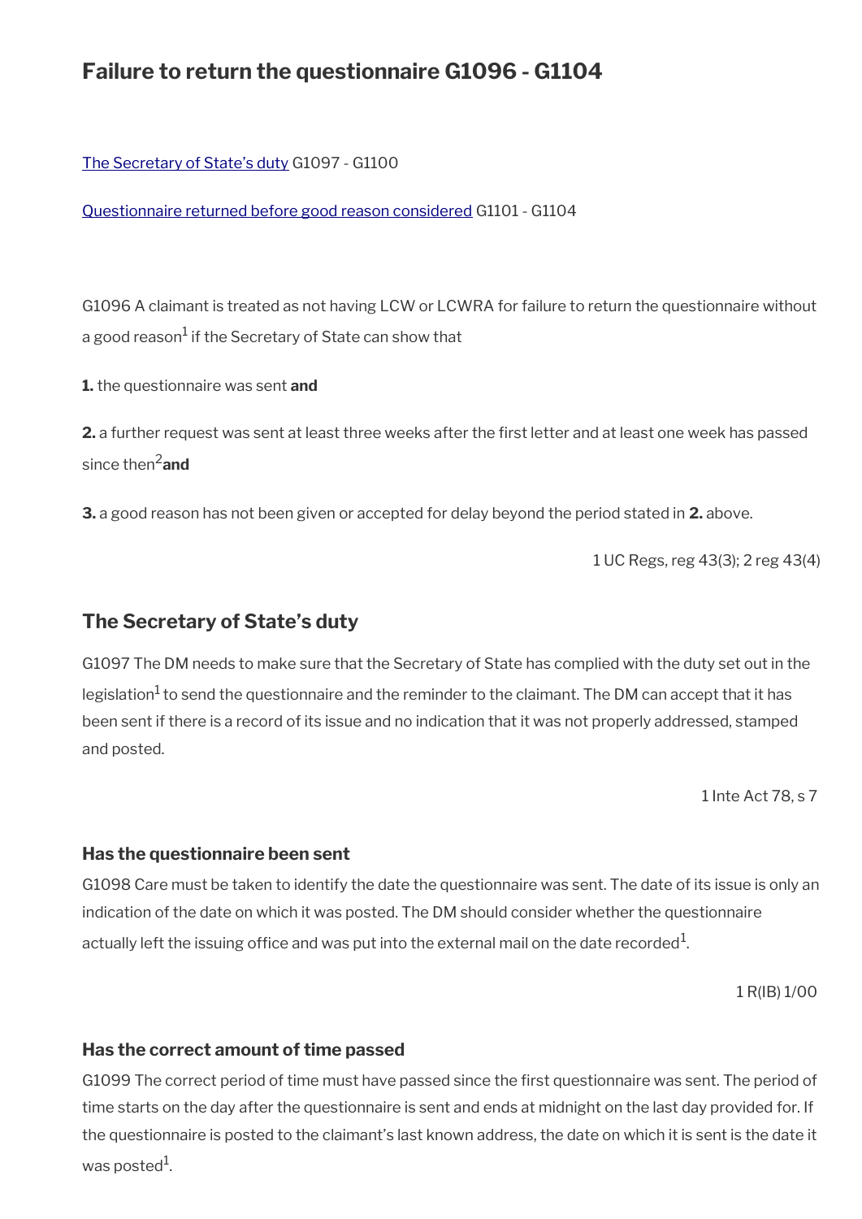## Failure to return the questionnaire G1096 - G1104

The Secretary of State's duty G1097 - G1100

Questionnaire returned before good reason considered G1101 - G1104

G1096 A claimant is treated as not having LCW or LCWRA for failure to return the questionnaire without a good reason[1] if the Secretary of State can show that

**1.** the questionnaire was sent **and**

**2.** a further request was sent at least three weeks after the first letter and at least one week has passed since then[2] **and**

**3.** a good reason has not been given or accepted for delay beyond the period stated in **2.** above.

1 UC Regs, reg 43(3); 2 reg 43(4)

### The Secretary of State's duty

G1097 The DM needs to make sure that the Secretary of State has complied with the duty set out in the legislation[1] to send the questionnaire and the reminder to the claimant. The DM can accept that it has been sent if there is a record of its issue and no indication that it was not properly addressed, stamped and posted.

1 Inte Act 78, s 7

#### Has the questionnaire been sent

G1098 Care must be taken to identify the date the questionnaire was sent. The date of its issue is only an indication of the date on which it was posted. The DM should consider whether the questionnaire actually left the issuing office and was put into the external mail on the date recorded[1].

1 R(IB) 1/00

#### Has the correct amount of time passed

G1099 The correct period of time must have passed since the first questionnaire was sent. The period of time starts on the day after the questionnaire is sent and ends at midnight on the last day provided for. If the questionnaire is posted to the claimant's last known address, the date on which it is sent is the date it was posted[1].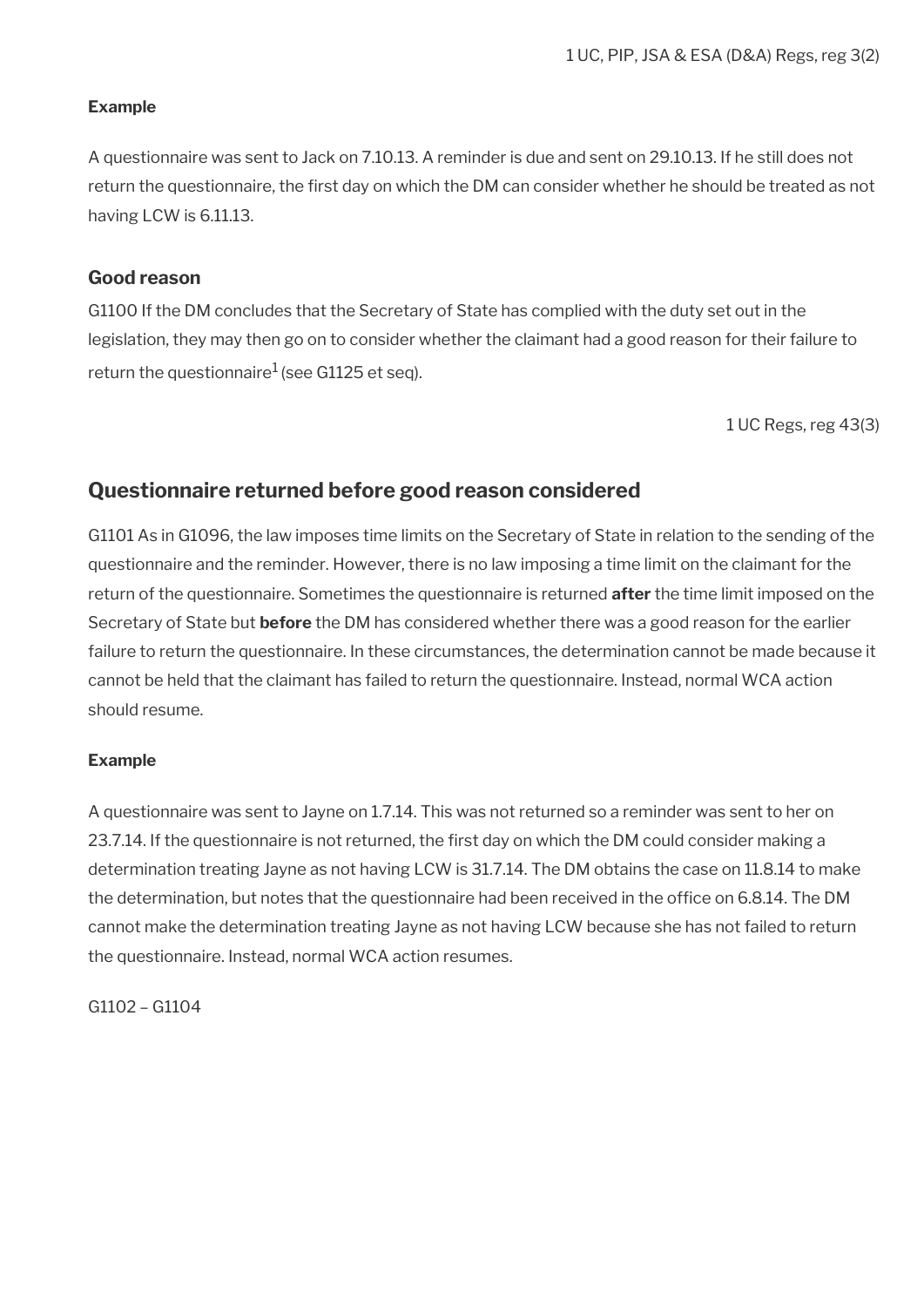1 UC, PIP, JSA & ESA (D&A) Regs, reg 3(2)

**Example**

A questionnaire was sent to Jack on 7.10.13. A reminder is due and sent on 29.10.13. If he still does not return the questionnaire, the first day on which the DM can consider whether he should be treated as not having LCW is 6.11.13.

### Good reason

G1100 If the DM concludes that the Secretary of State has complied with the duty set out in the legislation, they may then go on to consider whether the claimant had a good reason for their failure to return the questionnaire[1] (see G1125 et seq).

1 UC Regs, reg 43(3)

## Questionnaire returned before good reason considered

G1101 As in G1096, the law imposes time limits on the Secretary of State in relation to the sending of the questionnaire and the reminder. However, there is no law imposing a time limit on the claimant for the return of the questionnaire. Sometimes the questionnaire is returned **after** the time limit imposed on the Secretary of State but **before** the DM has considered whether there was a good reason for the earlier failure to return the questionnaire. In these circumstances, the determination cannot be made because it cannot be held that the claimant has failed to return the questionnaire. Instead, normal WCA action should resume.

**Example**

A questionnaire was sent to Jayne on 1.7.14. This was not returned so a reminder was sent to her on 23.7.14. If the questionnaire is not returned, the first day on which the DM could consider making a determination treating Jayne as not having LCW is 31.7.14. The DM obtains the case on 11.8.14 to make the determination, but notes that the questionnaire had been received in the office on 6.8.14. The DM cannot make the determination treating Jayne as not having LCW because she has not failed to return the questionnaire. Instead, normal WCA action resumes.

G1102 – G1104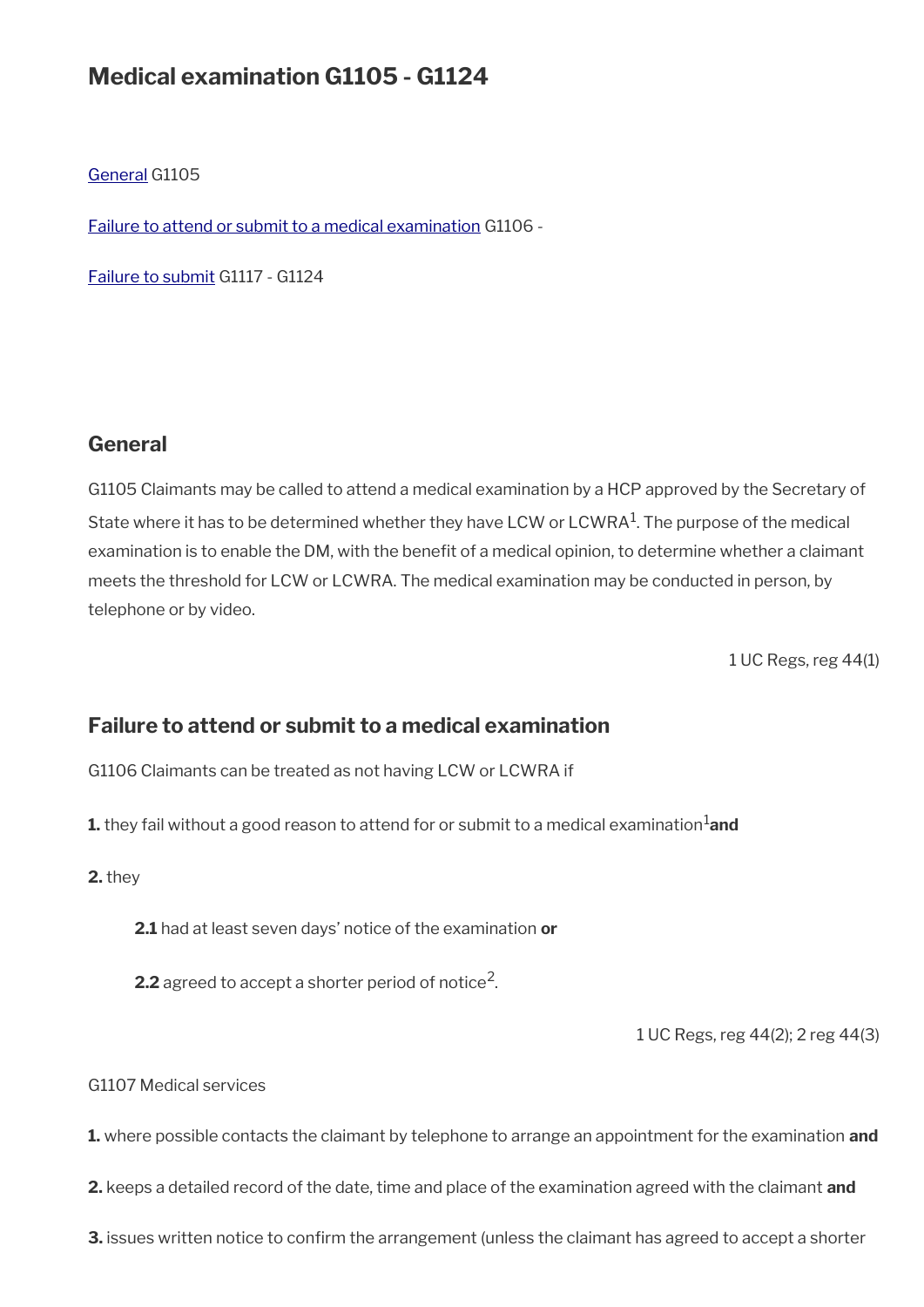# Medical examination G1105 - G1124

[General](#) G1105

[Failure to attend or submit to a medical examination](#) G1106 -

[Failure to submit](#) G1117 - G1124

## General

G1105 Claimants may be called to attend a medical examination by a HCP approved by the Secretary of State where it has to be determined whether they have LCW or LCWRA[1]. The purpose of the medical examination is to enable the DM, with the benefit of a medical opinion, to determine whether a claimant meets the threshold for LCW or LCWRA. The medical examination may be conducted in person, by telephone or by video.

1 UC Regs, reg 44(1)

## Failure to attend or submit to a medical examination

G1106 Claimants can be treated as not having LCW or LCWRA if

**1.** they fail without a good reason to attend for or submit to a medical examination[1] **and**

**2.** they

> **2.1** had at least seven days' notice of the examination **or**
>
> **2.2** agreed to accept a shorter period of notice[2].

1 UC Regs, reg 44(2); 2 reg 44(3)

G1107 Medical services

**1.** where possible contacts the claimant by telephone to arrange an appointment for the examination **and**

**2.** keeps a detailed record of the date, time and place of the examination agreed with the claimant **and**

**3.** issues written notice to confirm the arrangement (unless the claimant has agreed to accept a shorter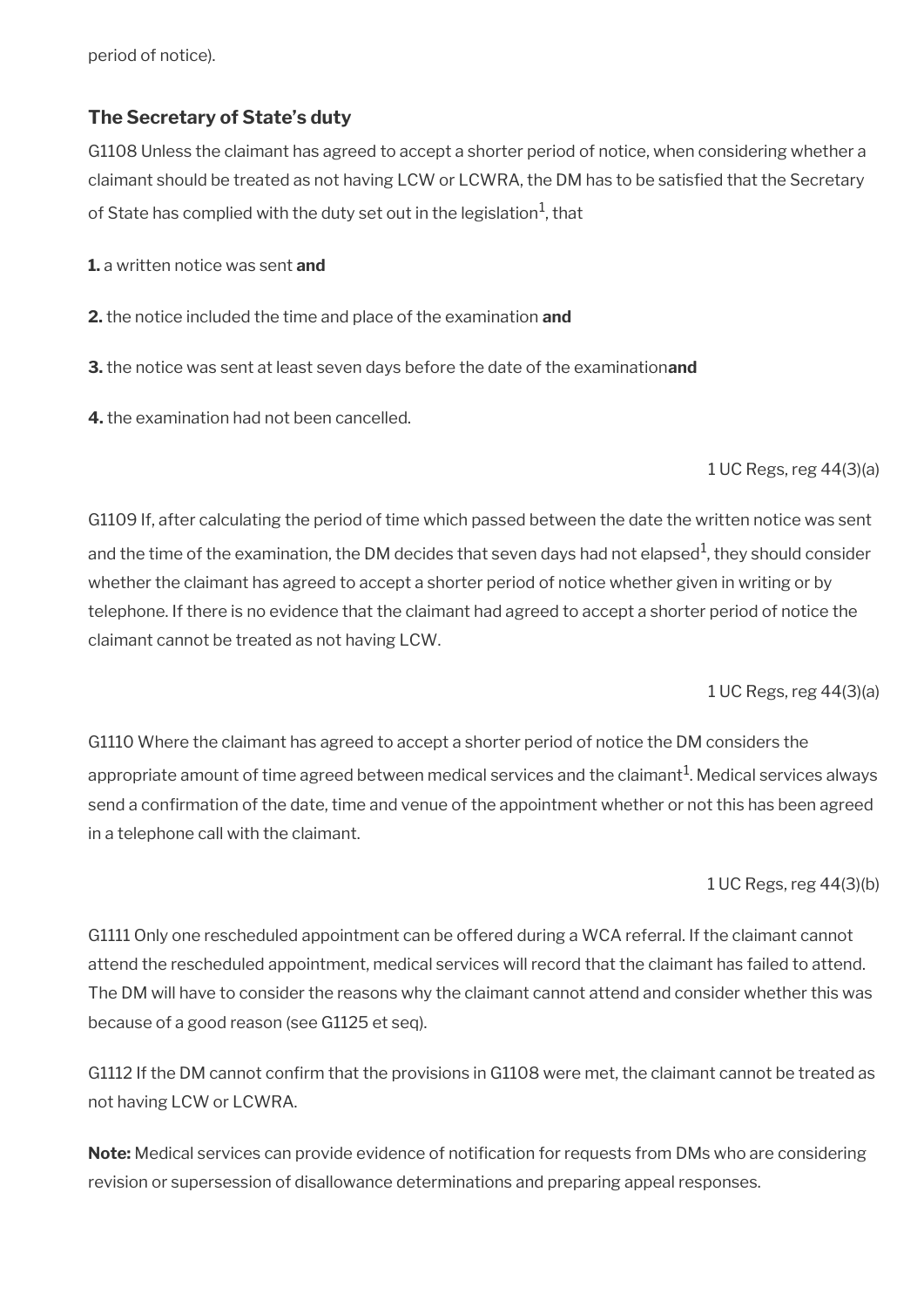period of notice).

### The Secretary of State's duty

G1108 Unless the claimant has agreed to accept a shorter period of notice, when considering whether a claimant should be treated as not having LCW or LCWRA, the DM has to be satisfied that the Secretary of State has complied with the duty set out in the legislation[1], that

**1.** a written notice was sent **and**

**2.** the notice included the time and place of the examination **and**

**3.** the notice was sent at least seven days before the date of the examination**and**

**4.** the examination had not been cancelled.

1 UC Regs, reg 44(3)(a)

G1109 If, after calculating the period of time which passed between the date the written notice was sent and the time of the examination, the DM decides that seven days had not elapsed[1], they should consider whether the claimant has agreed to accept a shorter period of notice whether given in writing or by telephone. If there is no evidence that the claimant had agreed to accept a shorter period of notice the claimant cannot be treated as not having LCW.

1 UC Regs, reg 44(3)(a)

G1110 Where the claimant has agreed to accept a shorter period of notice the DM considers the appropriate amount of time agreed between medical services and the claimant[1]. Medical services always send a confirmation of the date, time and venue of the appointment whether or not this has been agreed in a telephone call with the claimant.

1 UC Regs, reg 44(3)(b)

G1111 Only one rescheduled appointment can be offered during a WCA referral. If the claimant cannot attend the rescheduled appointment, medical services will record that the claimant has failed to attend. The DM will have to consider the reasons why the claimant cannot attend and consider whether this was because of a good reason (see G1125 et seq).

G1112 If the DM cannot confirm that the provisions in G1108 were met, the claimant cannot be treated as not having LCW or LCWRA.

**Note:** Medical services can provide evidence of notification for requests from DMs who are considering revision or supersession of disallowance determinations and preparing appeal responses.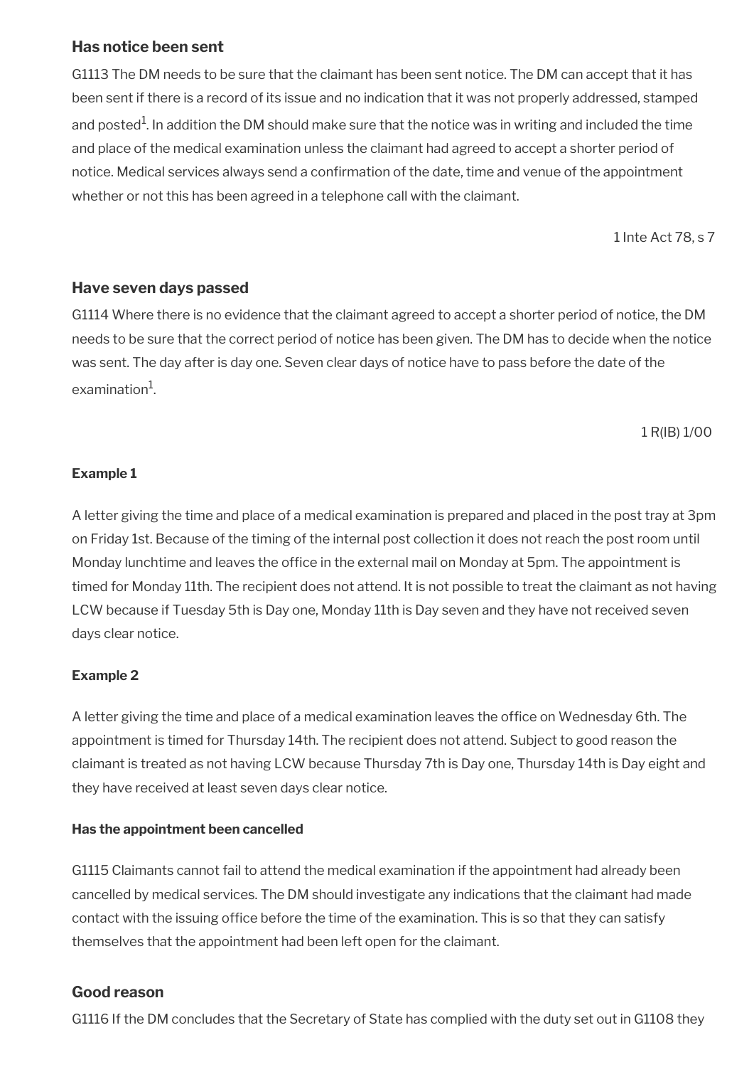### Has notice been sent

G1113 The DM needs to be sure that the claimant has been sent notice. The DM can accept that it has been sent if there is a record of its issue and no indication that it was not properly addressed, stamped and posted[1]. In addition the DM should make sure that the notice was in writing and included the time and place of the medical examination unless the claimant had agreed to accept a shorter period of notice. Medical services always send a confirmation of the date, time and venue of the appointment whether or not this has been agreed in a telephone call with the claimant.

1 Inte Act 78, s 7

### Have seven days passed

G1114 Where there is no evidence that the claimant agreed to accept a shorter period of notice, the DM needs to be sure that the correct period of notice has been given. The DM has to decide when the notice was sent. The day after is day one. Seven clear days of notice have to pass before the date of the examination[1].

1 R(IB) 1/00

**Example 1**

A letter giving the time and place of a medical examination is prepared and placed in the post tray at 3pm on Friday 1st. Because of the timing of the internal post collection it does not reach the post room until Monday lunchtime and leaves the office in the external mail on Monday at 5pm. The appointment is timed for Monday 11th. The recipient does not attend. It is not possible to treat the claimant as not having LCW because if Tuesday 5th is Day one, Monday 11th is Day seven and they have not received seven days clear notice.

**Example 2**

A letter giving the time and place of a medical examination leaves the office on Wednesday 6th. The appointment is timed for Thursday 14th. The recipient does not attend. Subject to good reason the claimant is treated as not having LCW because Thursday 7th is Day one, Thursday 14th is Day eight and they have received at least seven days clear notice.

**Has the appointment been cancelled**

G1115 Claimants cannot fail to attend the medical examination if the appointment had already been cancelled by medical services. The DM should investigate any indications that the claimant had made contact with the issuing office before the time of the examination. This is so that they can satisfy themselves that the appointment had been left open for the claimant.

### Good reason

G1116 If the DM concludes that the Secretary of State has complied with the duty set out in G1108 they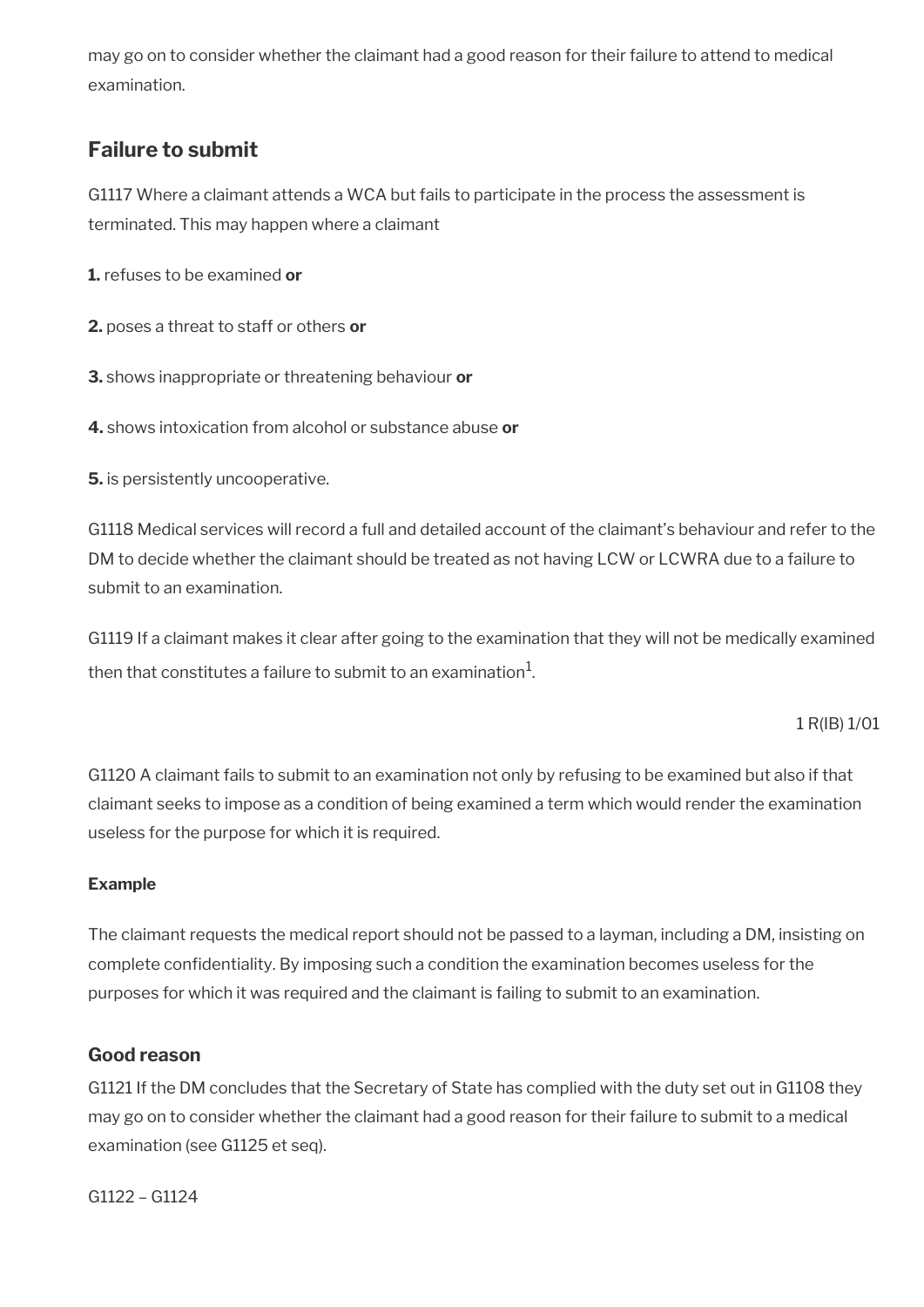may go on to consider whether the claimant had a good reason for their failure to attend to medical examination.

## Failure to submit

G1117 Where a claimant attends a WCA but fails to participate in the process the assessment is terminated. This may happen where a claimant

**1.** refuses to be examined **or**

**2.** poses a threat to staff or others **or**

**3.** shows inappropriate or threatening behaviour **or**

**4.** shows intoxication from alcohol or substance abuse **or**

**5.** is persistently uncooperative.

G1118 Medical services will record a full and detailed account of the claimant's behaviour and refer to the DM to decide whether the claimant should be treated as not having LCW or LCWRA due to a failure to submit to an examination.

G1119 If a claimant makes it clear after going to the examination that they will not be medically examined then that constitutes a failure to submit to an examination[1].

1 R(IB) 1/01

G1120 A claimant fails to submit to an examination not only by refusing to be examined but also if that claimant seeks to impose as a condition of being examined a term which would render the examination useless for the purpose for which it is required.

**Example**

The claimant requests the medical report should not be passed to a layman, including a DM, insisting on complete confidentiality. By imposing such a condition the examination becomes useless for the purposes for which it was required and the claimant is failing to submit to an examination.

### Good reason

G1121 If the DM concludes that the Secretary of State has complied with the duty set out in G1108 they may go on to consider whether the claimant had a good reason for their failure to submit to a medical examination (see G1125 et seq).

G1122 – G1124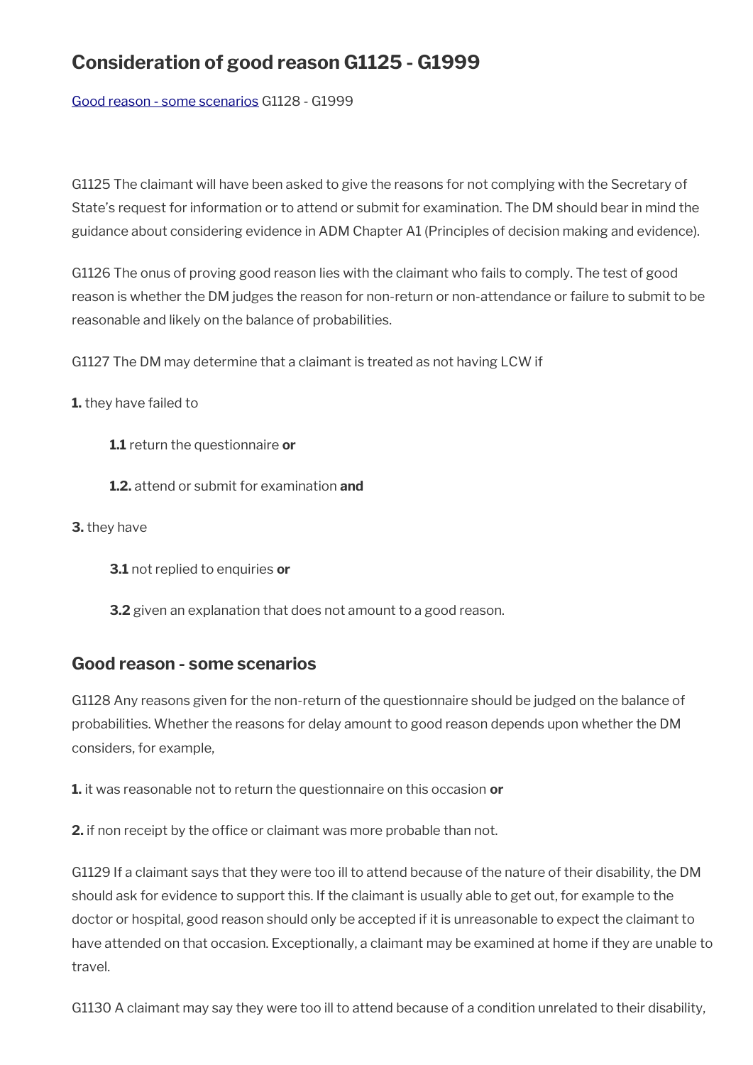## Consideration of good reason G1125 - G1999

[Good reason - some scenarios](#) G1128 - G1999

G1125 The claimant will have been asked to give the reasons for not complying with the Secretary of State's request for information or to attend or submit for examination. The DM should bear in mind the guidance about considering evidence in ADM Chapter A1 (Principles of decision making and evidence).

G1126 The onus of proving good reason lies with the claimant who fails to comply. The test of good reason is whether the DM judges the reason for non-return or non-attendance or failure to submit to be reasonable and likely on the balance of probabilities.

G1127 The DM may determine that a claimant is treated as not having LCW if

**1.** they have failed to

> **1.1** return the questionnaire **or**
>
> **1.2.** attend or submit for examination **and**

**3.** they have

> **3.1** not replied to enquiries **or**
>
> **3.2** given an explanation that does not amount to a good reason.

### Good reason - some scenarios

G1128 Any reasons given for the non-return of the questionnaire should be judged on the balance of probabilities. Whether the reasons for delay amount to good reason depends upon whether the DM considers, for example,

**1.** it was reasonable not to return the questionnaire on this occasion **or**

**2.** if non receipt by the office or claimant was more probable than not.

G1129 If a claimant says that they were too ill to attend because of the nature of their disability, the DM should ask for evidence to support this. If the claimant is usually able to get out, for example to the doctor or hospital, good reason should only be accepted if it is unreasonable to expect the claimant to have attended on that occasion. Exceptionally, a claimant may be examined at home if they are unable to travel.

G1130 A claimant may say they were too ill to attend because of a condition unrelated to their disability,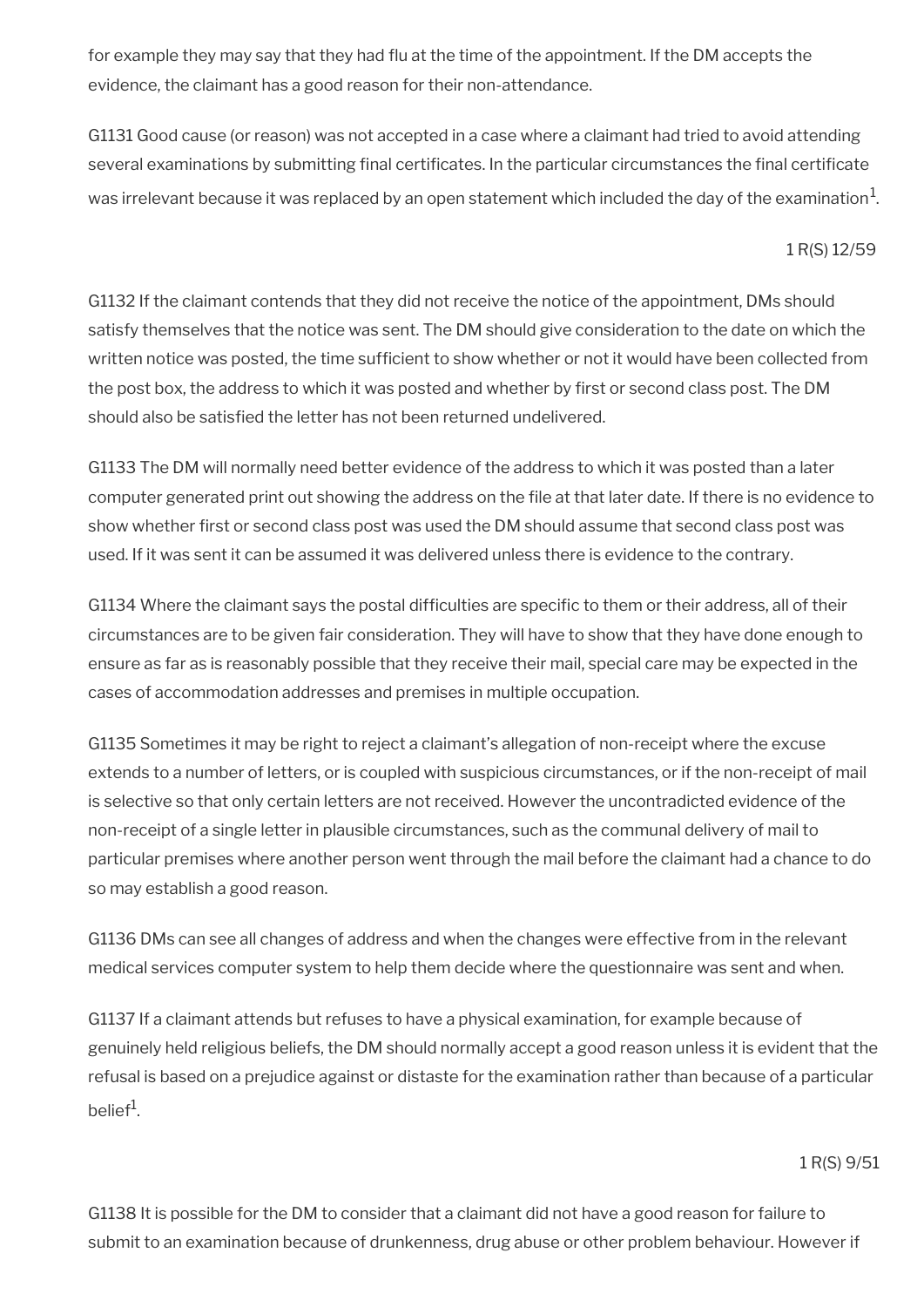for example they may say that they had flu at the time of the appointment. If the DM accepts the evidence, the claimant has a good reason for their non-attendance.

G1131 Good cause (or reason) was not accepted in a case where a claimant had tried to avoid attending several examinations by submitting final certificates. In the particular circumstances the final certificate was irrelevant because it was replaced by an open statement which included the day of the examination[1].

1 R(S) 12/59

G1132 If the claimant contends that they did not receive the notice of the appointment, DMs should satisfy themselves that the notice was sent. The DM should give consideration to the date on which the written notice was posted, the time sufficient to show whether or not it would have been collected from the post box, the address to which it was posted and whether by first or second class post. The DM should also be satisfied the letter has not been returned undelivered.

G1133 The DM will normally need better evidence of the address to which it was posted than a later computer generated print out showing the address on the file at that later date. If there is no evidence to show whether first or second class post was used the DM should assume that second class post was used. If it was sent it can be assumed it was delivered unless there is evidence to the contrary.

G1134 Where the claimant says the postal difficulties are specific to them or their address, all of their circumstances are to be given fair consideration. They will have to show that they have done enough to ensure as far as is reasonably possible that they receive their mail, special care may be expected in the cases of accommodation addresses and premises in multiple occupation.

G1135 Sometimes it may be right to reject a claimant's allegation of non-receipt where the excuse extends to a number of letters, or is coupled with suspicious circumstances, or if the non-receipt of mail is selective so that only certain letters are not received. However the uncontradicted evidence of the non-receipt of a single letter in plausible circumstances, such as the communal delivery of mail to particular premises where another person went through the mail before the claimant had a chance to do so may establish a good reason.

G1136 DMs can see all changes of address and when the changes were effective from in the relevant medical services computer system to help them decide where the questionnaire was sent and when.

G1137 If a claimant attends but refuses to have a physical examination, for example because of genuinely held religious beliefs, the DM should normally accept a good reason unless it is evident that the refusal is based on a prejudice against or distaste for the examination rather than because of a particular belief[1].

1 R(S) 9/51

G1138 It is possible for the DM to consider that a claimant did not have a good reason for failure to submit to an examination because of drunkenness, drug abuse or other problem behaviour. However if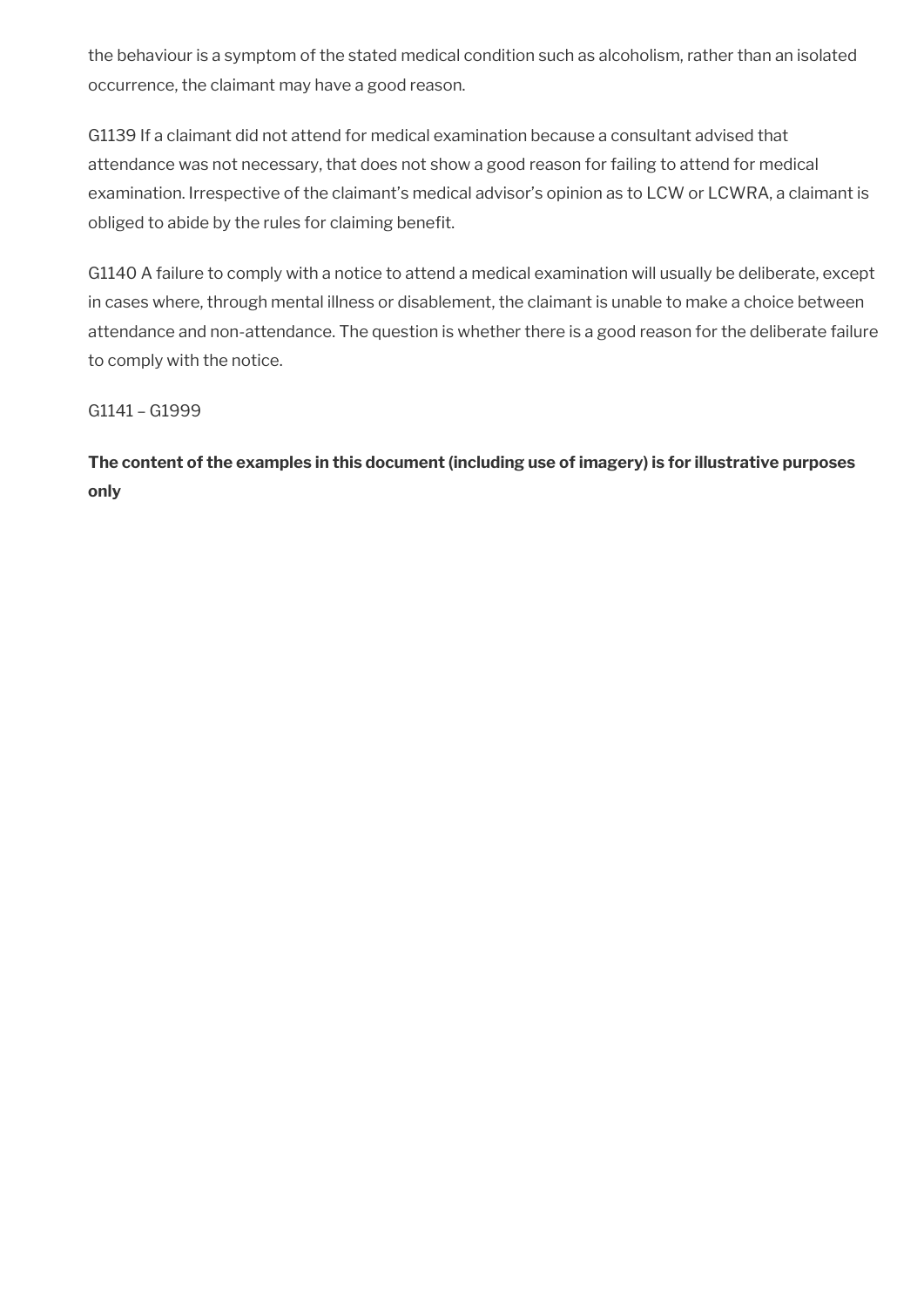the behaviour is a symptom of the stated medical condition such as alcoholism, rather than an isolated occurrence, the claimant may have a good reason.

G1139 If a claimant did not attend for medical examination because a consultant advised that attendance was not necessary, that does not show a good reason for failing to attend for medical examination. Irrespective of the claimant's medical advisor's opinion as to LCW or LCWRA, a claimant is obliged to abide by the rules for claiming benefit.

G1140 A failure to comply with a notice to attend a medical examination will usually be deliberate, except in cases where, through mental illness or disablement, the claimant is unable to make a choice between attendance and non-attendance. The question is whether there is a good reason for the deliberate failure to comply with the notice.

G1141 – G1999

**The content of the examples in this document (including use of imagery) is for illustrative purposes only**